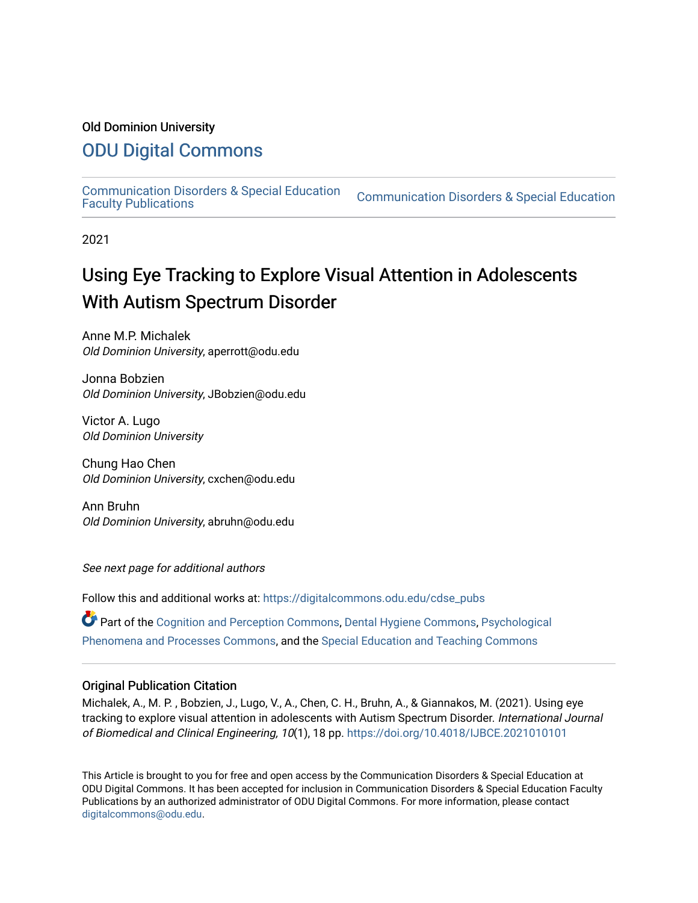Old Dominion University

# ODU Digital Commons

Communication Disorders & Special Education Faculty Publications | Communication Disorders & Special Education

2021

# Using Eye Tracking to Explore Visual Attention in Adolescents With Autism Spectrum Disorder

Anne M.P. Michalek
*Old Dominion University*, aperrott@odu.edu

Jonna Bobzien
*Old Dominion University*, JBobzien@odu.edu

Victor A. Lugo
*Old Dominion University*

Chung Hao Chen
*Old Dominion University*, cxchen@odu.edu

Ann Bruhn
*Old Dominion University*, abruhn@odu.edu

*See next page for additional authors*

Follow this and additional works at: https://digitalcommons.odu.edu/cdse_pubs

Part of the Cognition and Perception Commons, Dental Hygiene Commons, Psychological Phenomena and Processes Commons, and the Special Education and Teaching Commons

## Original Publication Citation

Michalek, A., M. P. , Bobzien, J., Lugo, V., A., Chen, C. H., Bruhn, A., & Giannakos, M. (2021). Using eye tracking to explore visual attention in adolescents with Autism Spectrum Disorder. *International Journal of Biomedical and Clinical Engineering, 10*(1), 18 pp. https://doi.org/10.4018/IJBCE.2021010101

This Article is brought to you for free and open access by the Communication Disorders & Special Education at ODU Digital Commons. It has been accepted for inclusion in Communication Disorders & Special Education Faculty Publications by an authorized administrator of ODU Digital Commons. For more information, please contact digitalcommons@odu.edu.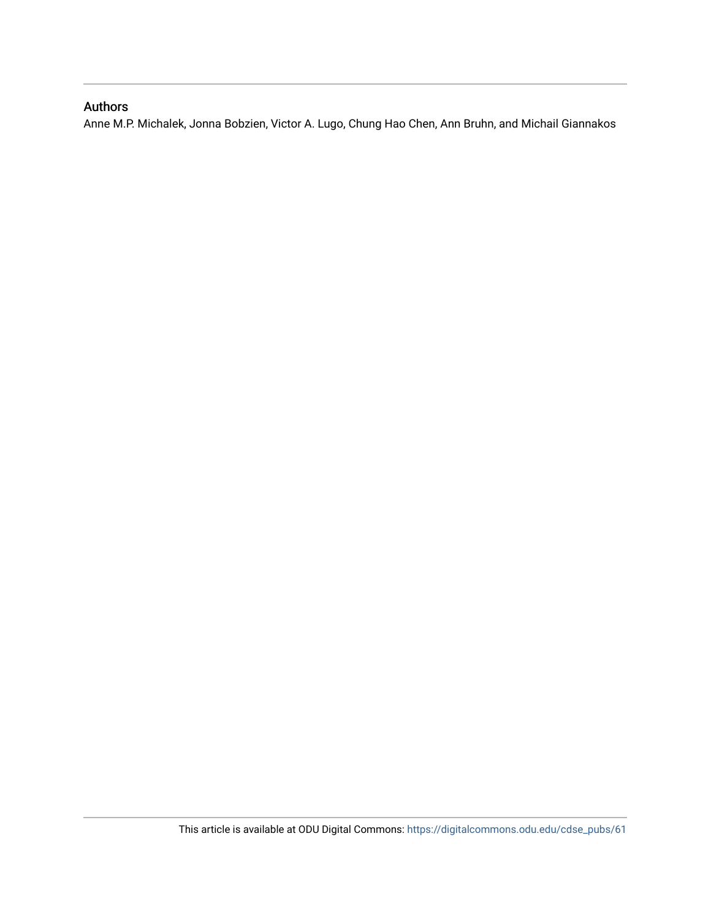## Authors

Anne M.P. Michalek, Jonna Bobzien, Victor A. Lugo, Chung Hao Chen, Ann Bruhn, and Michail Giannakos

This article is available at ODU Digital Commons: https://digitalcommons.odu.edu/cdse_pubs/61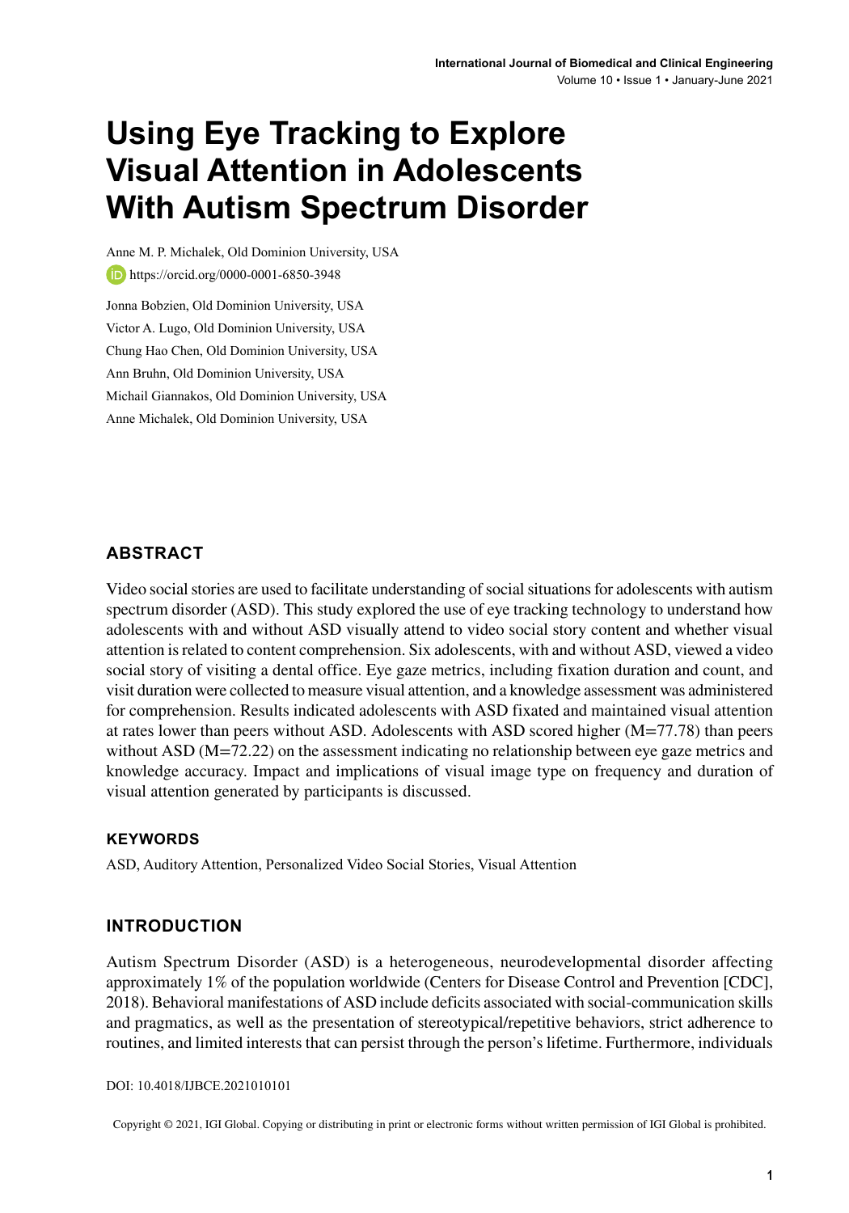# Using Eye Tracking to Explore Visual Attention in Adolescents With Autism Spectrum Disorder

Anne M. P. Michalek, Old Dominion University, USA

https://orcid.org/0000-0001-6850-3948

Jonna Bobzien, Old Dominion University, USA

Victor A. Lugo, Old Dominion University, USA

Chung Hao Chen, Old Dominion University, USA

Ann Bruhn, Old Dominion University, USA

Michail Giannakos, Old Dominion University, USA

Anne Michalek, Old Dominion University, USA

## ABSTRACT

Video social stories are used to facilitate understanding of social situations for adolescents with autism spectrum disorder (ASD). This study explored the use of eye tracking technology to understand how adolescents with and without ASD visually attend to video social story content and whether visual attention is related to content comprehension. Six adolescents, with and without ASD, viewed a video social story of visiting a dental office. Eye gaze metrics, including fixation duration and count, and visit duration were collected to measure visual attention, and a knowledge assessment was administered for comprehension. Results indicated adolescents with ASD fixated and maintained visual attention at rates lower than peers without ASD. Adolescents with ASD scored higher (M=77.78) than peers without ASD (M=72.22) on the assessment indicating no relationship between eye gaze metrics and knowledge accuracy. Impact and implications of visual image type on frequency and duration of visual attention generated by participants is discussed.

### KEYWORDS

ASD, Auditory Attention, Personalized Video Social Stories, Visual Attention

## INTRODUCTION

Autism Spectrum Disorder (ASD) is a heterogeneous, neurodevelopmental disorder affecting approximately 1% of the population worldwide (Centers for Disease Control and Prevention [CDC], 2018). Behavioral manifestations of ASD include deficits associated with social-communication skills and pragmatics, as well as the presentation of stereotypical/repetitive behaviors, strict adherence to routines, and limited interests that can persist through the person's lifetime. Furthermore, individuals

DOI: 10.4018/IJBCE.2021010101

Copyright © 2021, IGI Global. Copying or distributing in print or electronic forms without written permission of IGI Global is prohibited.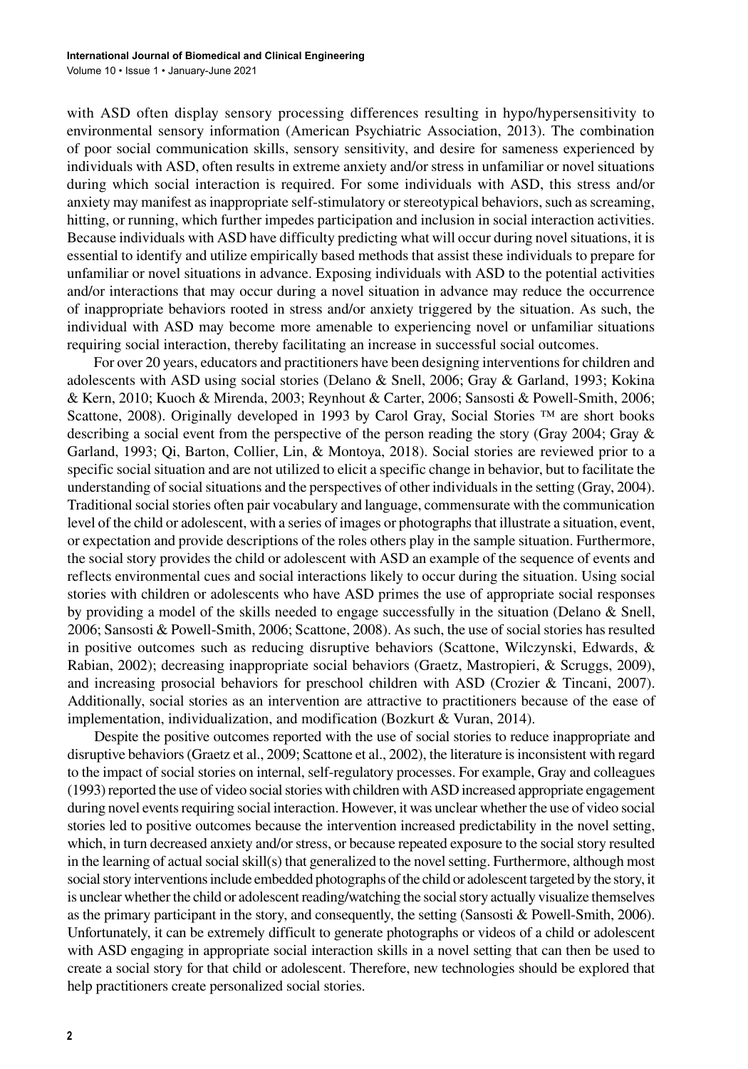with ASD often display sensory processing differences resulting in hypo/hypersensitivity to environmental sensory information (American Psychiatric Association, 2013). The combination of poor social communication skills, sensory sensitivity, and desire for sameness experienced by individuals with ASD, often results in extreme anxiety and/or stress in unfamiliar or novel situations during which social interaction is required. For some individuals with ASD, this stress and/or anxiety may manifest as inappropriate self-stimulatory or stereotypical behaviors, such as screaming, hitting, or running, which further impedes participation and inclusion in social interaction activities. Because individuals with ASD have difficulty predicting what will occur during novel situations, it is essential to identify and utilize empirically based methods that assist these individuals to prepare for unfamiliar or novel situations in advance. Exposing individuals with ASD to the potential activities and/or interactions that may occur during a novel situation in advance may reduce the occurrence of inappropriate behaviors rooted in stress and/or anxiety triggered by the situation. As such, the individual with ASD may become more amenable to experiencing novel or unfamiliar situations requiring social interaction, thereby facilitating an increase in successful social outcomes.

For over 20 years, educators and practitioners have been designing interventions for children and adolescents with ASD using social stories (Delano & Snell, 2006; Gray & Garland, 1993; Kokina & Kern, 2010; Kuoch & Mirenda, 2003; Reynhout & Carter, 2006; Sansosti & Powell-Smith, 2006; Scattone, 2008). Originally developed in 1993 by Carol Gray, Social Stories ™ are short books describing a social event from the perspective of the person reading the story (Gray 2004; Gray & Garland, 1993; Qi, Barton, Collier, Lin, & Montoya, 2018). Social stories are reviewed prior to a specific social situation and are not utilized to elicit a specific change in behavior, but to facilitate the understanding of social situations and the perspectives of other individuals in the setting (Gray, 2004). Traditional social stories often pair vocabulary and language, commensurate with the communication level of the child or adolescent, with a series of images or photographs that illustrate a situation, event, or expectation and provide descriptions of the roles others play in the sample situation. Furthermore, the social story provides the child or adolescent with ASD an example of the sequence of events and reflects environmental cues and social interactions likely to occur during the situation. Using social stories with children or adolescents who have ASD primes the use of appropriate social responses by providing a model of the skills needed to engage successfully in the situation (Delano & Snell, 2006; Sansosti & Powell-Smith, 2006; Scattone, 2008). As such, the use of social stories has resulted in positive outcomes such as reducing disruptive behaviors (Scattone, Wilczynski, Edwards, & Rabian, 2002); decreasing inappropriate social behaviors (Graetz, Mastropieri, & Scruggs, 2009), and increasing prosocial behaviors for preschool children with ASD (Crozier & Tincani, 2007). Additionally, social stories as an intervention are attractive to practitioners because of the ease of implementation, individualization, and modification (Bozkurt & Vuran, 2014).

Despite the positive outcomes reported with the use of social stories to reduce inappropriate and disruptive behaviors (Graetz et al., 2009; Scattone et al., 2002), the literature is inconsistent with regard to the impact of social stories on internal, self-regulatory processes. For example, Gray and colleagues (1993) reported the use of video social stories with children with ASD increased appropriate engagement during novel events requiring social interaction. However, it was unclear whether the use of video social stories led to positive outcomes because the intervention increased predictability in the novel setting, which, in turn decreased anxiety and/or stress, or because repeated exposure to the social story resulted in the learning of actual social skill(s) that generalized to the novel setting. Furthermore, although most social story interventions include embedded photographs of the child or adolescent targeted by the story, it is unclear whether the child or adolescent reading/watching the social story actually visualize themselves as the primary participant in the story, and consequently, the setting (Sansosti & Powell-Smith, 2006). Unfortunately, it can be extremely difficult to generate photographs or videos of a child or adolescent with ASD engaging in appropriate social interaction skills in a novel setting that can then be used to create a social story for that child or adolescent. Therefore, new technologies should be explored that help practitioners create personalized social stories.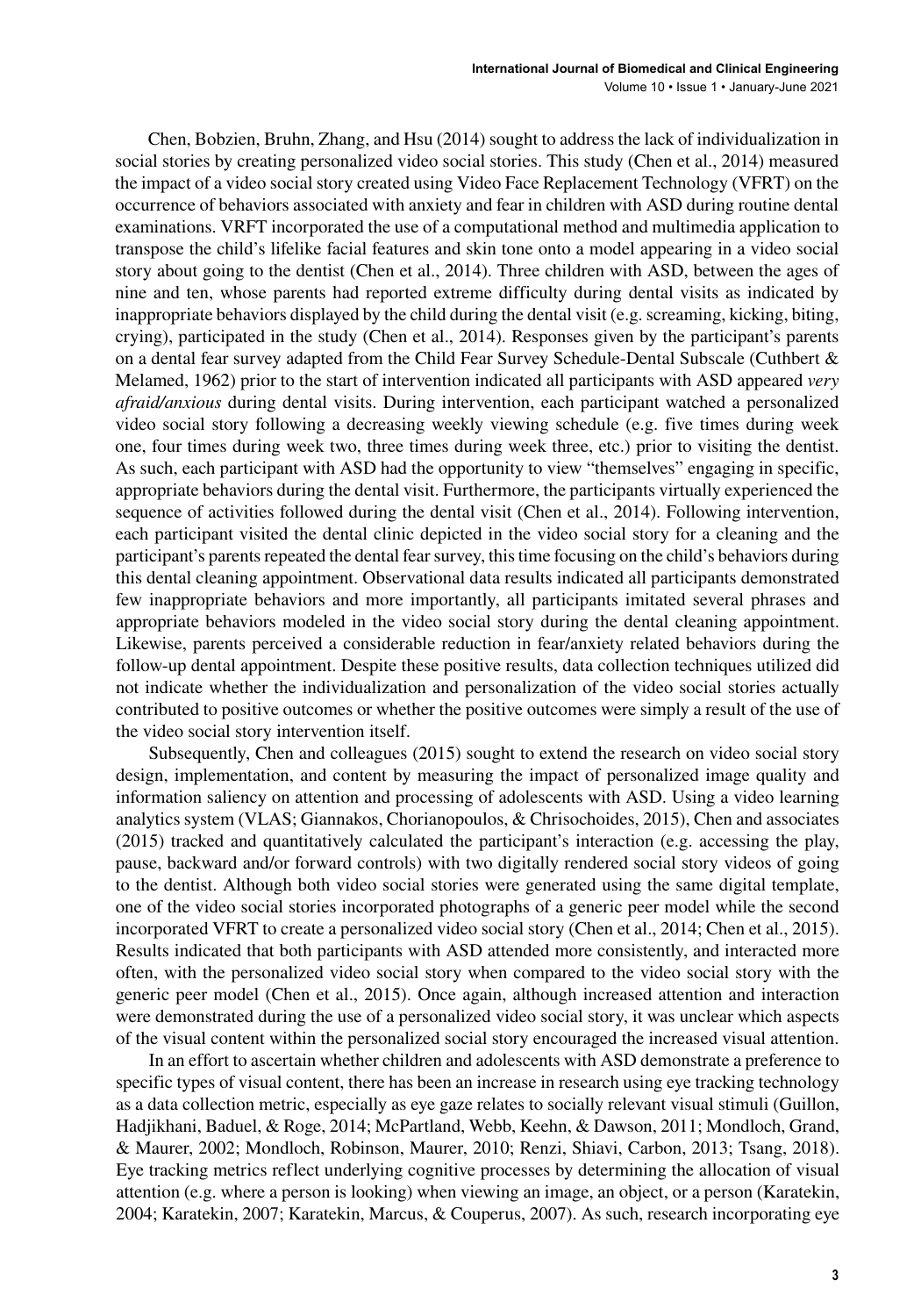Chen, Bobzien, Bruhn, Zhang, and Hsu (2014) sought to address the lack of individualization in social stories by creating personalized video social stories. This study (Chen et al., 2014) measured the impact of a video social story created using Video Face Replacement Technology (VFRT) on the occurrence of behaviors associated with anxiety and fear in children with ASD during routine dental examinations. VRFT incorporated the use of a computational method and multimedia application to transpose the child's lifelike facial features and skin tone onto a model appearing in a video social story about going to the dentist (Chen et al., 2014). Three children with ASD, between the ages of nine and ten, whose parents had reported extreme difficulty during dental visits as indicated by inappropriate behaviors displayed by the child during the dental visit (e.g. screaming, kicking, biting, crying), participated in the study (Chen et al., 2014). Responses given by the participant's parents on a dental fear survey adapted from the Child Fear Survey Schedule-Dental Subscale (Cuthbert & Melamed, 1962) prior to the start of intervention indicated all participants with ASD appeared *very afraid/anxious* during dental visits. During intervention, each participant watched a personalized video social story following a decreasing weekly viewing schedule (e.g. five times during week one, four times during week two, three times during week three, etc.) prior to visiting the dentist. As such, each participant with ASD had the opportunity to view "themselves" engaging in specific, appropriate behaviors during the dental visit. Furthermore, the participants virtually experienced the sequence of activities followed during the dental visit (Chen et al., 2014). Following intervention, each participant visited the dental clinic depicted in the video social story for a cleaning and the participant's parents repeated the dental fear survey, this time focusing on the child's behaviors during this dental cleaning appointment. Observational data results indicated all participants demonstrated few inappropriate behaviors and more importantly, all participants imitated several phrases and appropriate behaviors modeled in the video social story during the dental cleaning appointment. Likewise, parents perceived a considerable reduction in fear/anxiety related behaviors during the follow-up dental appointment. Despite these positive results, data collection techniques utilized did not indicate whether the individualization and personalization of the video social stories actually contributed to positive outcomes or whether the positive outcomes were simply a result of the use of the video social story intervention itself.

Subsequently, Chen and colleagues (2015) sought to extend the research on video social story design, implementation, and content by measuring the impact of personalized image quality and information saliency on attention and processing of adolescents with ASD. Using a video learning analytics system (VLAS; Giannakos, Chorianopoulos, & Chrisochoides, 2015), Chen and associates (2015) tracked and quantitatively calculated the participant's interaction (e.g. accessing the play, pause, backward and/or forward controls) with two digitally rendered social story videos of going to the dentist. Although both video social stories were generated using the same digital template, one of the video social stories incorporated photographs of a generic peer model while the second incorporated VFRT to create a personalized video social story (Chen et al., 2014; Chen et al., 2015). Results indicated that both participants with ASD attended more consistently, and interacted more often, with the personalized video social story when compared to the video social story with the generic peer model (Chen et al., 2015). Once again, although increased attention and interaction were demonstrated during the use of a personalized video social story, it was unclear which aspects of the visual content within the personalized social story encouraged the increased visual attention.

In an effort to ascertain whether children and adolescents with ASD demonstrate a preference to specific types of visual content, there has been an increase in research using eye tracking technology as a data collection metric, especially as eye gaze relates to socially relevant visual stimuli (Guillon, Hadjikhani, Baduel, & Roge, 2014; McPartland, Webb, Keehn, & Dawson, 2011; Mondloch, Grand, & Maurer, 2002; Mondloch, Robinson, Maurer, 2010; Renzi, Shiavi, Carbon, 2013; Tsang, 2018). Eye tracking metrics reflect underlying cognitive processes by determining the allocation of visual attention (e.g. where a person is looking) when viewing an image, an object, or a person (Karatekin, 2004; Karatekin, 2007; Karatekin, Marcus, & Couperus, 2007). As such, research incorporating eye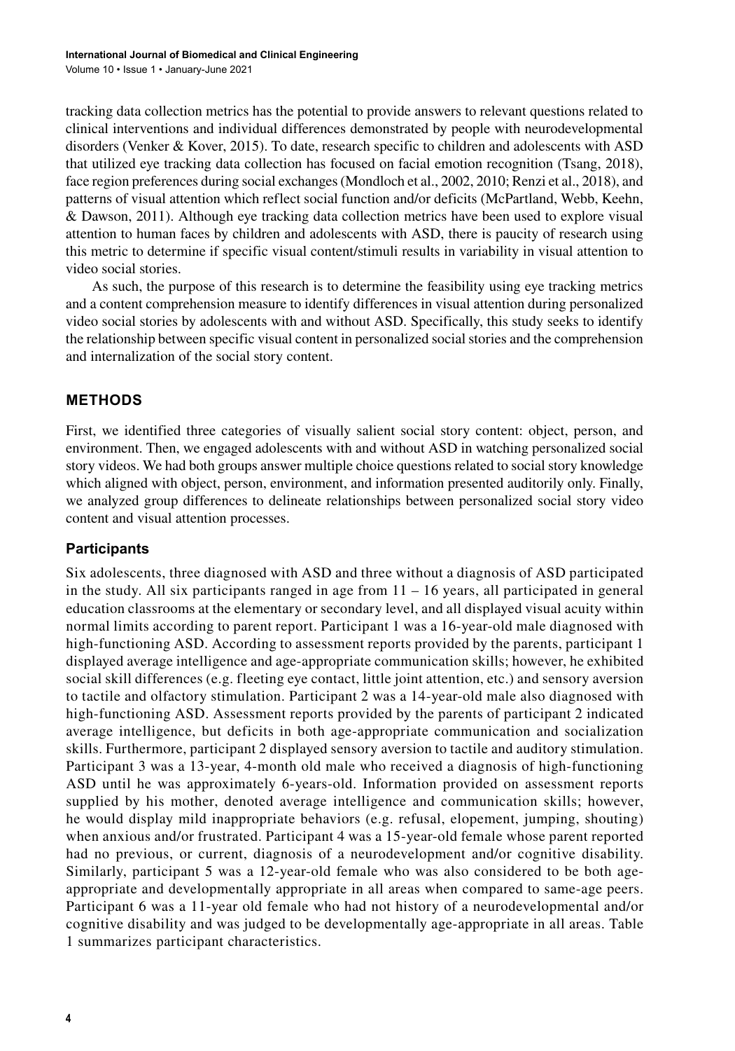tracking data collection metrics has the potential to provide answers to relevant questions related to clinical interventions and individual differences demonstrated by people with neurodevelopmental disorders (Venker & Kover, 2015). To date, research specific to children and adolescents with ASD that utilized eye tracking data collection has focused on facial emotion recognition (Tsang, 2018), face region preferences during social exchanges (Mondloch et al., 2002, 2010; Renzi et al., 2018), and patterns of visual attention which reflect social function and/or deficits (McPartland, Webb, Keehn, & Dawson, 2011). Although eye tracking data collection metrics have been used to explore visual attention to human faces by children and adolescents with ASD, there is paucity of research using this metric to determine if specific visual content/stimuli results in variability in visual attention to video social stories.

As such, the purpose of this research is to determine the feasibility using eye tracking metrics and a content comprehension measure to identify differences in visual attention during personalized video social stories by adolescents with and without ASD. Specifically, this study seeks to identify the relationship between specific visual content in personalized social stories and the comprehension and internalization of the social story content.

## METHODS

First, we identified three categories of visually salient social story content: object, person, and environment. Then, we engaged adolescents with and without ASD in watching personalized social story videos. We had both groups answer multiple choice questions related to social story knowledge which aligned with object, person, environment, and information presented auditorily only. Finally, we analyzed group differences to delineate relationships between personalized social story video content and visual attention processes.

### Participants

Six adolescents, three diagnosed with ASD and three without a diagnosis of ASD participated in the study. All six participants ranged in age from 11 – 16 years, all participated in general education classrooms at the elementary or secondary level, and all displayed visual acuity within normal limits according to parent report. Participant 1 was a 16-year-old male diagnosed with high-functioning ASD. According to assessment reports provided by the parents, participant 1 displayed average intelligence and age-appropriate communication skills; however, he exhibited social skill differences (e.g. fleeting eye contact, little joint attention, etc.) and sensory aversion to tactile and olfactory stimulation. Participant 2 was a 14-year-old male also diagnosed with high-functioning ASD. Assessment reports provided by the parents of participant 2 indicated average intelligence, but deficits in both age-appropriate communication and socialization skills. Furthermore, participant 2 displayed sensory aversion to tactile and auditory stimulation. Participant 3 was a 13-year, 4-month old male who received a diagnosis of high-functioning ASD until he was approximately 6-years-old. Information provided on assessment reports supplied by his mother, denoted average intelligence and communication skills; however, he would display mild inappropriate behaviors (e.g. refusal, elopement, jumping, shouting) when anxious and/or frustrated. Participant 4 was a 15-year-old female whose parent reported had no previous, or current, diagnosis of a neurodevelopment and/or cognitive disability. Similarly, participant 5 was a 12-year-old female who was also considered to be both age-appropriate and developmentally appropriate in all areas when compared to same-age peers. Participant 6 was a 11-year old female who had not history of a neurodevelopmental and/or cognitive disability and was judged to be developmentally age-appropriate in all areas. Table 1 summarizes participant characteristics.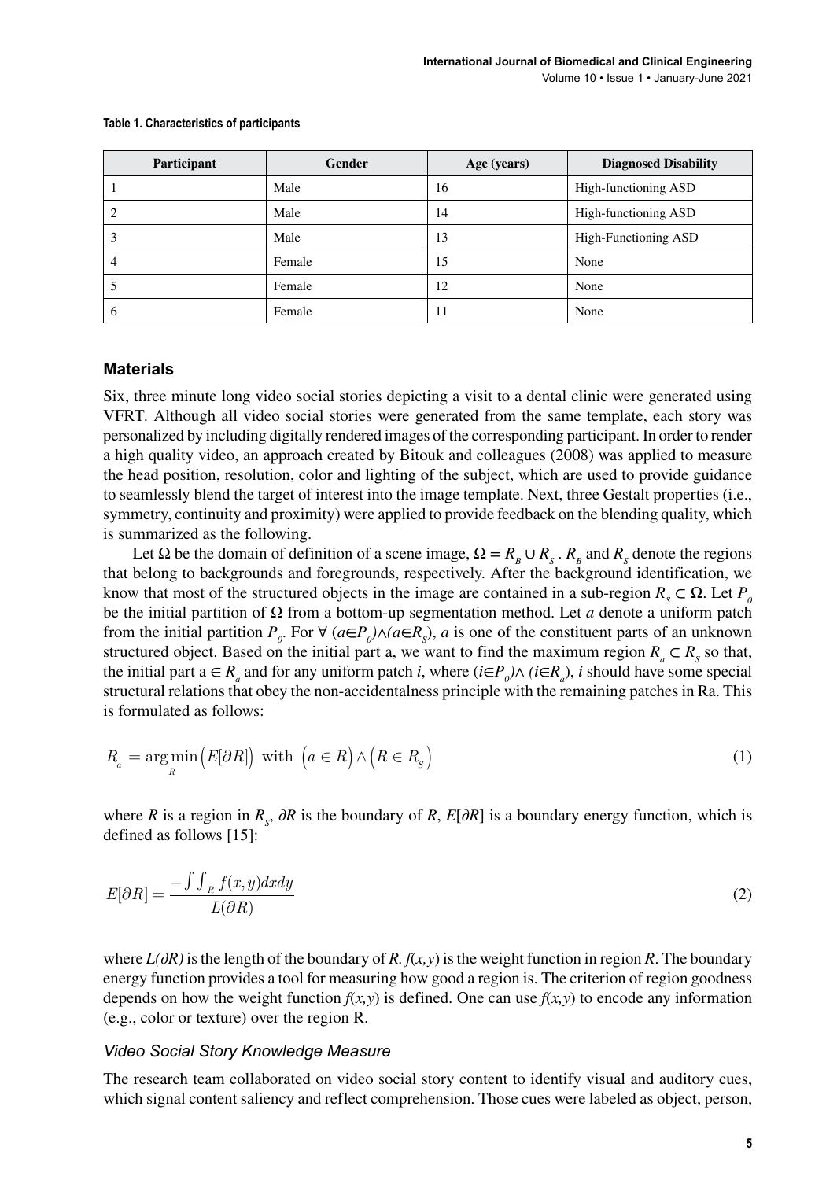**Table 1. Characteristics of participants**

| Participant | Gender | Age (years) | Diagnosed Disability |
|---|---|---|---|
| 1 | Male | 16 | High-functioning ASD |
| 2 | Male | 14 | High-functioning ASD |
| 3 | Male | 13 | High-Functioning ASD |
| 4 | Female | 15 | None |
| 5 | Female | 12 | None |
| 6 | Female | 11 | None |

### Materials

Six, three minute long video social stories depicting a visit to a dental clinic were generated using VFRT. Although all video social stories were generated from the same template, each story was personalized by including digitally rendered images of the corresponding participant. In order to render a high quality video, an approach created by Bitouk and colleagues (2008) was applied to measure the head position, resolution, color and lighting of the subject, which are used to provide guidance to seamlessly blend the target of interest into the image template. Next, three Gestalt properties (i.e., symmetry, continuity and proximity) were applied to provide feedback on the blending quality, which is summarized as the following.

Let $\Omega$ be the domain of definition of a scene image, $\Omega = R_B \cup R_S$ . $R_B$ and $R_S$ denote the regions that belong to backgrounds and foregrounds, respectively. After the background identification, we know that most of the structured objects in the image are contained in a sub-region $R_S \subset \Omega$. Let $P_0$ be the initial partition of $\Omega$ from a bottom-up segmentation method. Let *a* denote a uniform patch from the initial partition $P_0$. For $\forall\ (a \in P_0) \wedge (a \in R_S)$, *a* is one of the constituent parts of an unknown structured object. Based on the initial part a, we want to find the maximum region $R_a \subset R_S$ so that, the initial part $a \in R_a$ and for any uniform patch *i*, where $(i \in P_0) \wedge (i \in R_a)$, *i* should have some special structural relations that obey the non-accidentalness principle with the remaining patches in Ra. This is formulated as follows:

$$R_a = \arg\min_R \left(E[\partial R]\right) \text{ with } \left(a \in R\right) \wedge \left(R \in R_S\right) \tag{1}$$

where *R* is a region in $R_S$, $\partial R$ is the boundary of *R*, $E[\partial R]$ is a boundary energy function, which is defined as follows [15]:

$$E[\partial R] = \frac{-\int\int_R f(x,y)dxdy}{L(\partial R)} \tag{2}$$

where $L(\partial R)$ is the length of the boundary of *R*. $f(x,y)$ is the weight function in region *R*. The boundary energy function provides a tool for measuring how good a region is. The criterion of region goodness depends on how the weight function $f(x,y)$ is defined. One can use $f(x,y)$ to encode any information (e.g., color or texture) over the region R.

#### *Video Social Story Knowledge Measure*

The research team collaborated on video social story content to identify visual and auditory cues, which signal content saliency and reflect comprehension. Those cues were labeled as object, person,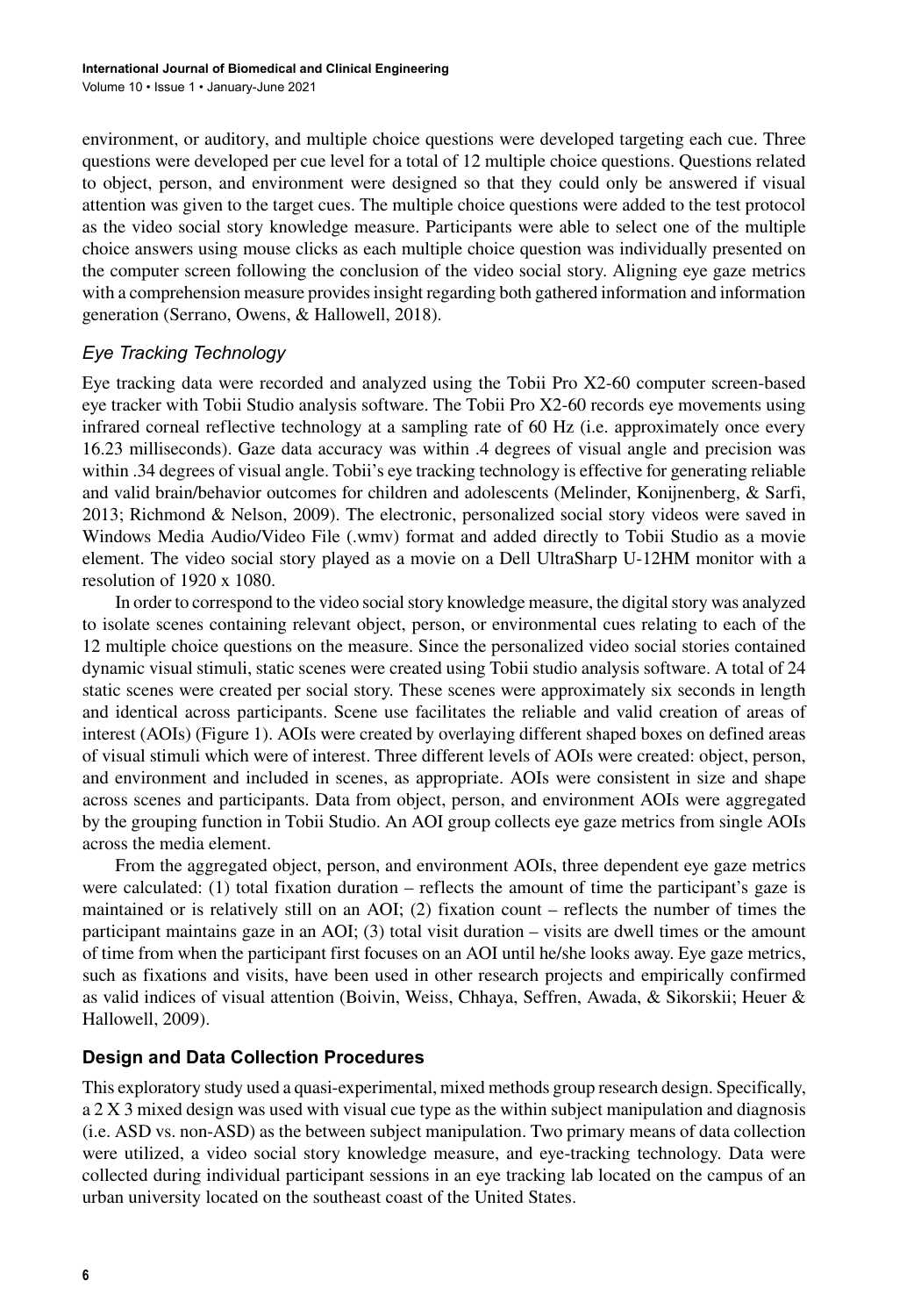environment, or auditory, and multiple choice questions were developed targeting each cue. Three questions were developed per cue level for a total of 12 multiple choice questions. Questions related to object, person, and environment were designed so that they could only be answered if visual attention was given to the target cues. The multiple choice questions were added to the test protocol as the video social story knowledge measure. Participants were able to select one of the multiple choice answers using mouse clicks as each multiple choice question was individually presented on the computer screen following the conclusion of the video social story. Aligning eye gaze metrics with a comprehension measure provides insight regarding both gathered information and information generation (Serrano, Owens, & Hallowell, 2018).

### *Eye Tracking Technology*

Eye tracking data were recorded and analyzed using the Tobii Pro X2-60 computer screen-based eye tracker with Tobii Studio analysis software. The Tobii Pro X2-60 records eye movements using infrared corneal reflective technology at a sampling rate of 60 Hz (i.e. approximately once every 16.23 milliseconds). Gaze data accuracy was within .4 degrees of visual angle and precision was within .34 degrees of visual angle. Tobii's eye tracking technology is effective for generating reliable and valid brain/behavior outcomes for children and adolescents (Melinder, Konijnenberg, & Sarfi, 2013; Richmond & Nelson, 2009). The electronic, personalized social story videos were saved in Windows Media Audio/Video File (.wmv) format and added directly to Tobii Studio as a movie element. The video social story played as a movie on a Dell UltraSharp U-12HM monitor with a resolution of 1920 x 1080.

In order to correspond to the video social story knowledge measure, the digital story was analyzed to isolate scenes containing relevant object, person, or environmental cues relating to each of the 12 multiple choice questions on the measure. Since the personalized video social stories contained dynamic visual stimuli, static scenes were created using Tobii studio analysis software. A total of 24 static scenes were created per social story. These scenes were approximately six seconds in length and identical across participants. Scene use facilitates the reliable and valid creation of areas of interest (AOIs) (Figure 1). AOIs were created by overlaying different shaped boxes on defined areas of visual stimuli which were of interest. Three different levels of AOIs were created: object, person, and environment and included in scenes, as appropriate. AOIs were consistent in size and shape across scenes and participants. Data from object, person, and environment AOIs were aggregated by the grouping function in Tobii Studio. An AOI group collects eye gaze metrics from single AOIs across the media element.

From the aggregated object, person, and environment AOIs, three dependent eye gaze metrics were calculated: (1) total fixation duration – reflects the amount of time the participant's gaze is maintained or is relatively still on an AOI; (2) fixation count – reflects the number of times the participant maintains gaze in an AOI; (3) total visit duration – visits are dwell times or the amount of time from when the participant first focuses on an AOI until he/she looks away. Eye gaze metrics, such as fixations and visits, have been used in other research projects and empirically confirmed as valid indices of visual attention (Boivin, Weiss, Chhaya, Seffren, Awada, & Sikorskii; Heuer & Hallowell, 2009).

## Design and Data Collection Procedures

This exploratory study used a quasi-experimental, mixed methods group research design. Specifically, a 2 X 3 mixed design was used with visual cue type as the within subject manipulation and diagnosis (i.e. ASD vs. non-ASD) as the between subject manipulation. Two primary means of data collection were utilized, a video social story knowledge measure, and eye-tracking technology. Data were collected during individual participant sessions in an eye tracking lab located on the campus of an urban university located on the southeast coast of the United States.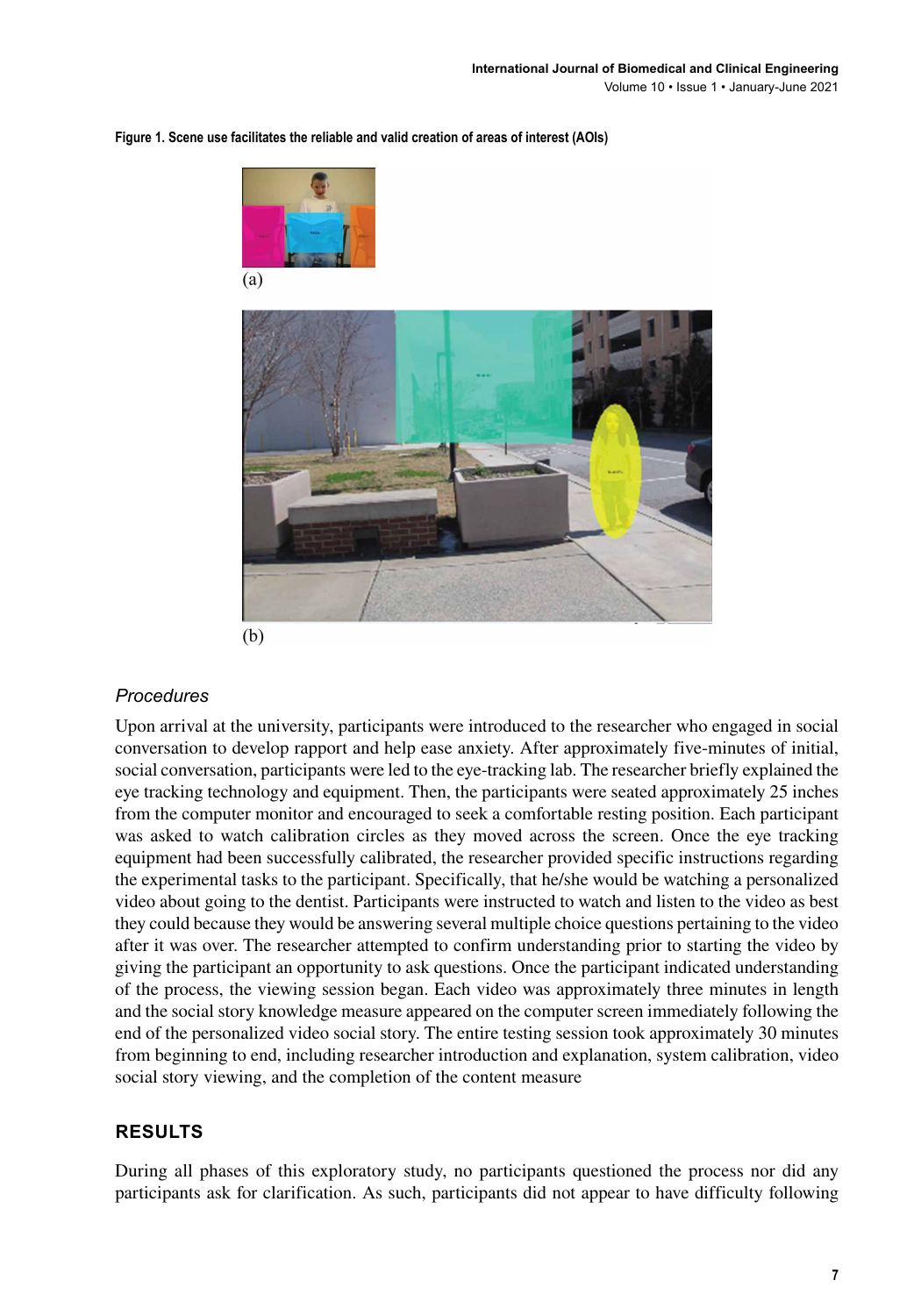**Figure 1. Scene use facilitates the reliable and valid creation of areas of interest (AOIs)**

(a)

(b)

### *Procedures*

Upon arrival at the university, participants were introduced to the researcher who engaged in social conversation to develop rapport and help ease anxiety. After approximately five-minutes of initial, social conversation, participants were led to the eye-tracking lab. The researcher briefly explained the eye tracking technology and equipment. Then, the participants were seated approximately 25 inches from the computer monitor and encouraged to seek a comfortable resting position. Each participant was asked to watch calibration circles as they moved across the screen. Once the eye tracking equipment had been successfully calibrated, the researcher provided specific instructions regarding the experimental tasks to the participant. Specifically, that he/she would be watching a personalized video about going to the dentist. Participants were instructed to watch and listen to the video as best they could because they would be answering several multiple choice questions pertaining to the video after it was over. The researcher attempted to confirm understanding prior to starting the video by giving the participant an opportunity to ask questions. Once the participant indicated understanding of the process, the viewing session began. Each video was approximately three minutes in length and the social story knowledge measure appeared on the computer screen immediately following the end of the personalized video social story. The entire testing session took approximately 30 minutes from beginning to end, including researcher introduction and explanation, system calibration, video social story viewing, and the completion of the content measure

## RESULTS

During all phases of this exploratory study, no participants questioned the process nor did any participants ask for clarification. As such, participants did not appear to have difficulty following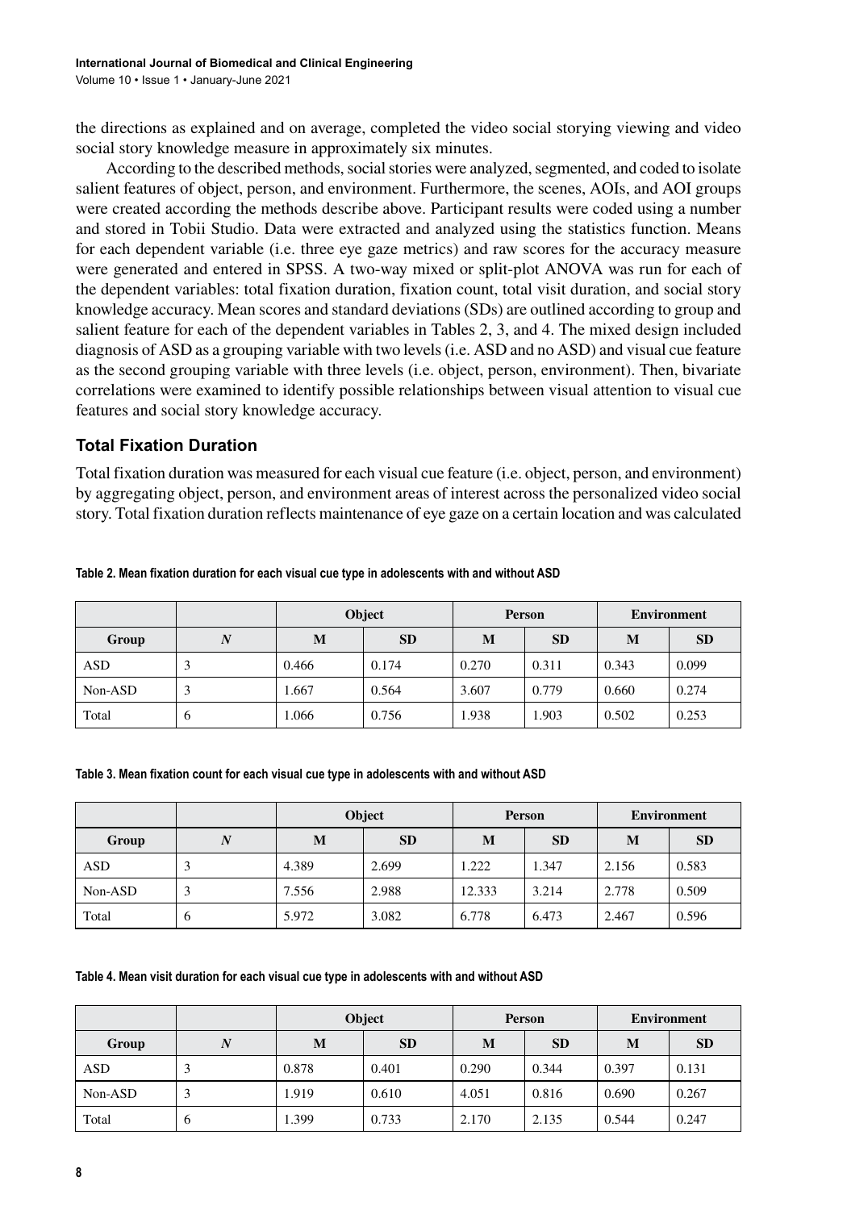the directions as explained and on average, completed the video social storying viewing and video social story knowledge measure in approximately six minutes.

According to the described methods, social stories were analyzed, segmented, and coded to isolate salient features of object, person, and environment. Furthermore, the scenes, AOIs, and AOI groups were created according the methods describe above. Participant results were coded using a number and stored in Tobii Studio. Data were extracted and analyzed using the statistics function. Means for each dependent variable (i.e. three eye gaze metrics) and raw scores for the accuracy measure were generated and entered in SPSS. A two-way mixed or split-plot ANOVA was run for each of the dependent variables: total fixation duration, fixation count, total visit duration, and social story knowledge accuracy. Mean scores and standard deviations (SDs) are outlined according to group and salient feature for each of the dependent variables in Tables 2, 3, and 4. The mixed design included diagnosis of ASD as a grouping variable with two levels (i.e. ASD and no ASD) and visual cue feature as the second grouping variable with three levels (i.e. object, person, environment). Then, bivariate correlations were examined to identify possible relationships between visual attention to visual cue features and social story knowledge accuracy.

## Total Fixation Duration

Total fixation duration was measured for each visual cue feature (i.e. object, person, and environment) by aggregating object, person, and environment areas of interest across the personalized video social story. Total fixation duration reflects maintenance of eye gaze on a certain location and was calculated

**Table 2. Mean fixation duration for each visual cue type in adolescents with and without ASD**

| | | Object | | Person | | Environment | |
|---|---|---|---|---|---|---|---|
| **Group** | ***N*** | **M** | **SD** | **M** | **SD** | **M** | **SD** |
| ASD | 3 | 0.466 | 0.174 | 0.270 | 0.311 | 0.343 | 0.099 |
| Non-ASD | 3 | 1.667 | 0.564 | 3.607 | 0.779 | 0.660 | 0.274 |
| Total | 6 | 1.066 | 0.756 | 1.938 | 1.903 | 0.502 | 0.253 |

**Table 3. Mean fixation count for each visual cue type in adolescents with and without ASD**

| | | Object | | Person | | Environment | |
|---|---|---|---|---|---|---|---|
| **Group** | ***N*** | **M** | **SD** | **M** | **SD** | **M** | **SD** |
| ASD | 3 | 4.389 | 2.699 | 1.222 | 1.347 | 2.156 | 0.583 |
| Non-ASD | 3 | 7.556 | 2.988 | 12.333 | 3.214 | 2.778 | 0.509 |
| Total | 6 | 5.972 | 3.082 | 6.778 | 6.473 | 2.467 | 0.596 |

**Table 4. Mean visit duration for each visual cue type in adolescents with and without ASD**

| | | Object | | Person | | Environment | |
|---|---|---|---|---|---|---|---|
| **Group** | ***N*** | **M** | **SD** | **M** | **SD** | **M** | **SD** |
| ASD | 3 | 0.878 | 0.401 | 0.290 | 0.344 | 0.397 | 0.131 |
| Non-ASD | 3 | 1.919 | 0.610 | 4.051 | 0.816 | 0.690 | 0.267 |
| Total | 6 | 1.399 | 0.733 | 2.170 | 2.135 | 0.544 | 0.247 |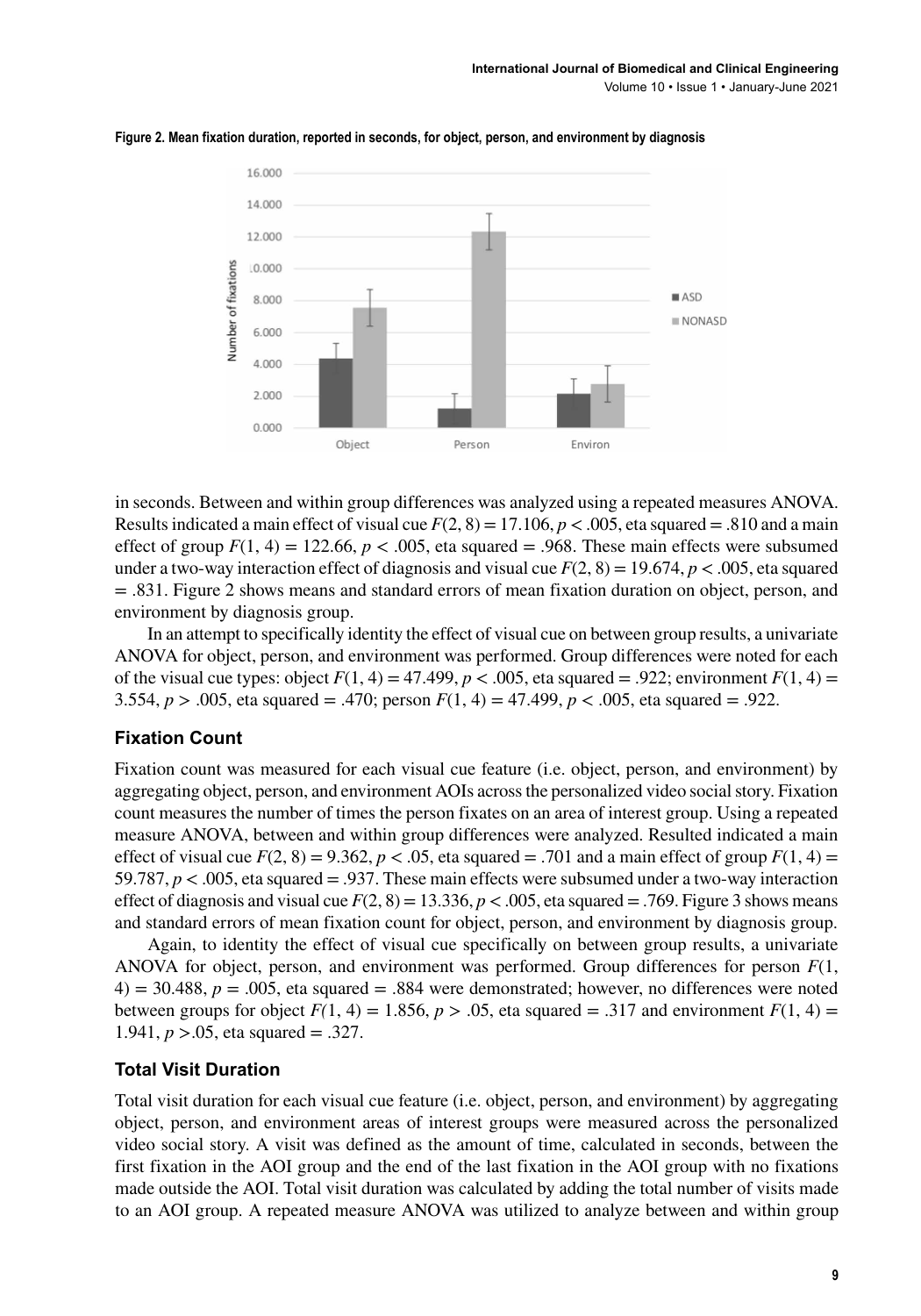**Figure 2. Mean fixation duration, reported in seconds, for object, person, and environment by diagnosis**

in seconds. Between and within group differences was analyzed using a repeated measures ANOVA. Results indicated a main effect of visual cue $F(2, 8) = 17.106$, $p < .005$, eta squared = .810 and a main effect of group $F(1, 4) = 122.66$, $p < .005$, eta squared = .968. These main effects were subsumed under a two-way interaction effect of diagnosis and visual cue $F(2, 8) = 19.674$, $p < .005$, eta squared = .831. Figure 2 shows means and standard errors of mean fixation duration on object, person, and environment by diagnosis group.

In an attempt to specifically identity the effect of visual cue on between group results, a univariate ANOVA for object, person, and environment was performed. Group differences were noted for each of the visual cue types: object $F(1, 4) = 47.499$, $p < .005$, eta squared = .922; environment $F(1, 4) = 3.554$, $p > .005$, eta squared = .470; person $F(1, 4) = 47.499$, $p < .005$, eta squared = .922.

## Fixation Count

Fixation count was measured for each visual cue feature (i.e. object, person, and environment) by aggregating object, person, and environment AOIs across the personalized video social story. Fixation count measures the number of times the person fixates on an area of interest group. Using a repeated measure ANOVA, between and within group differences were analyzed. Resulted indicated a main effect of visual cue $F(2, 8) = 9.362$, $p < .05$, eta squared = .701 and a main effect of group $F(1, 4) = 59.787$, $p < .005$, eta squared = .937. These main effects were subsumed under a two-way interaction effect of diagnosis and visual cue $F(2, 8) = 13.336$, $p < .005$, eta squared = .769. Figure 3 shows means and standard errors of mean fixation count for object, person, and environment by diagnosis group.

Again, to identity the effect of visual cue specifically on between group results, a univariate ANOVA for object, person, and environment was performed. Group differences for person $F(1, 4) = 30.488$, $p = .005$, eta squared = .884 were demonstrated; however, no differences were noted between groups for object $F(1, 4) = 1.856$, $p > .05$, eta squared = .317 and environment $F(1, 4) = 1.941$, $p > .05$, eta squared = .327.

## Total Visit Duration

Total visit duration for each visual cue feature (i.e. object, person, and environment) by aggregating object, person, and environment areas of interest groups were measured across the personalized video social story. A visit was defined as the amount of time, calculated in seconds, between the first fixation in the AOI group and the end of the last fixation in the AOI group with no fixations made outside the AOI. Total visit duration was calculated by adding the total number of visits made to an AOI group. A repeated measure ANOVA was utilized to analyze between and within group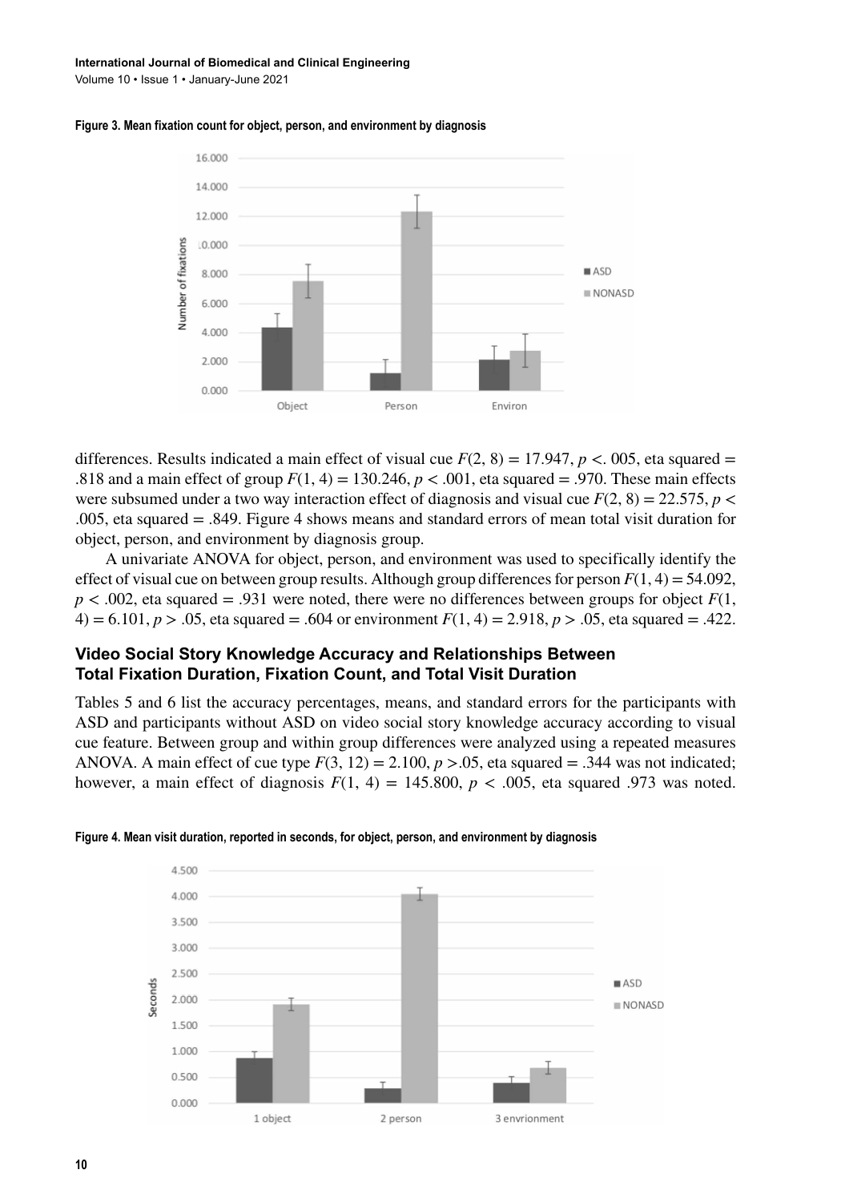Figure 3. Mean fixation count for object, person, and environment by diagnosis

differences. Results indicated a main effect of visual cue $F(2, 8) = 17.947$, $p < .005$, eta squared = .818 and a main effect of group $F(1, 4) = 130.246$, $p < .001$, eta squared = .970. These main effects were subsumed under a two way interaction effect of diagnosis and visual cue $F(2, 8) = 22.575$, $p < .005$, eta squared = .849. Figure 4 shows means and standard errors of mean total visit duration for object, person, and environment by diagnosis group.

A univariate ANOVA for object, person, and environment was used to specifically identify the effect of visual cue on between group results. Although group differences for person $F(1, 4) = 54.092$, $p < .002$, eta squared = .931 were noted, there were no differences between groups for object $F(1, 4) = 6.101$, $p > .05$, eta squared = .604 or environment $F(1, 4) = 2.918$, $p > .05$, eta squared = .422.

### Video Social Story Knowledge Accuracy and Relationships Between Total Fixation Duration, Fixation Count, and Total Visit Duration

Tables 5 and 6 list the accuracy percentages, means, and standard errors for the participants with ASD and participants without ASD on video social story knowledge accuracy according to visual cue feature. Between group and within group differences were analyzed using a repeated measures ANOVA. A main effect of cue type $F(3, 12) = 2.100$, $p > .05$, eta squared = .344 was not indicated; however, a main effect of diagnosis $F(1, 4) = 145.800$, $p < .005$, eta squared .973 was noted.

Figure 4. Mean visit duration, reported in seconds, for object, person, and environment by diagnosis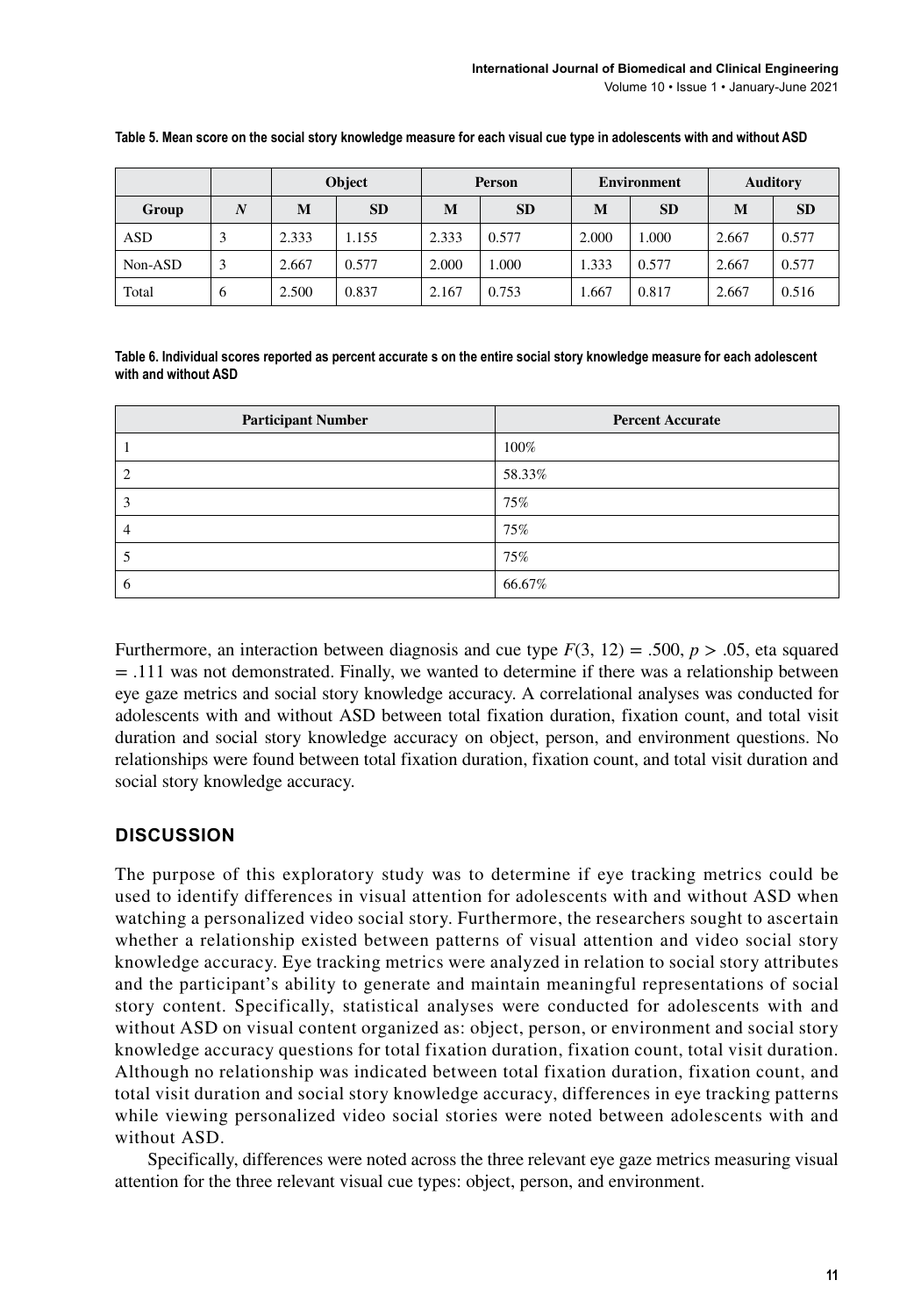**Table 5. Mean score on the social story knowledge measure for each visual cue type in adolescents with and without ASD**

| | | Object | | Person | | Environment | | Auditory | |
|---|---|---|---|---|---|---|---|---|---|
| **Group** | ***N*** | **M** | **SD** | **M** | **SD** | **M** | **SD** | **M** | **SD** |
| ASD | 3 | 2.333 | 1.155 | 2.333 | 0.577 | 2.000 | 1.000 | 2.667 | 0.577 |
| Non-ASD | 3 | 2.667 | 0.577 | 2.000 | 1.000 | 1.333 | 0.577 | 2.667 | 0.577 |
| Total | 6 | 2.500 | 0.837 | 2.167 | 0.753 | 1.667 | 0.817 | 2.667 | 0.516 |

**Table 6. Individual scores reported as percent accurate s on the entire social story knowledge measure for each adolescent with and without ASD**

| Participant Number | Percent Accurate |
|---|---|
| 1 | 100% |
| 2 | 58.33% |
| 3 | 75% |
| 4 | 75% |
| 5 | 75% |
| 6 | 66.67% |

Furthermore, an interaction between diagnosis and cue type $F(3, 12) = .500$, $p > .05$, eta squared $= .111$ was not demonstrated. Finally, we wanted to determine if there was a relationship between eye gaze metrics and social story knowledge accuracy. A correlational analyses was conducted for adolescents with and without ASD between total fixation duration, fixation count, and total visit duration and social story knowledge accuracy on object, person, and environment questions. No relationships were found between total fixation duration, fixation count, and total visit duration and social story knowledge accuracy.

## DISCUSSION

The purpose of this exploratory study was to determine if eye tracking metrics could be used to identify differences in visual attention for adolescents with and without ASD when watching a personalized video social story. Furthermore, the researchers sought to ascertain whether a relationship existed between patterns of visual attention and video social story knowledge accuracy. Eye tracking metrics were analyzed in relation to social story attributes and the participant's ability to generate and maintain meaningful representations of social story content. Specifically, statistical analyses were conducted for adolescents with and without ASD on visual content organized as: object, person, or environment and social story knowledge accuracy questions for total fixation duration, fixation count, total visit duration. Although no relationship was indicated between total fixation duration, fixation count, and total visit duration and social story knowledge accuracy, differences in eye tracking patterns while viewing personalized video social stories were noted between adolescents with and without ASD.

Specifically, differences were noted across the three relevant eye gaze metrics measuring visual attention for the three relevant visual cue types: object, person, and environment.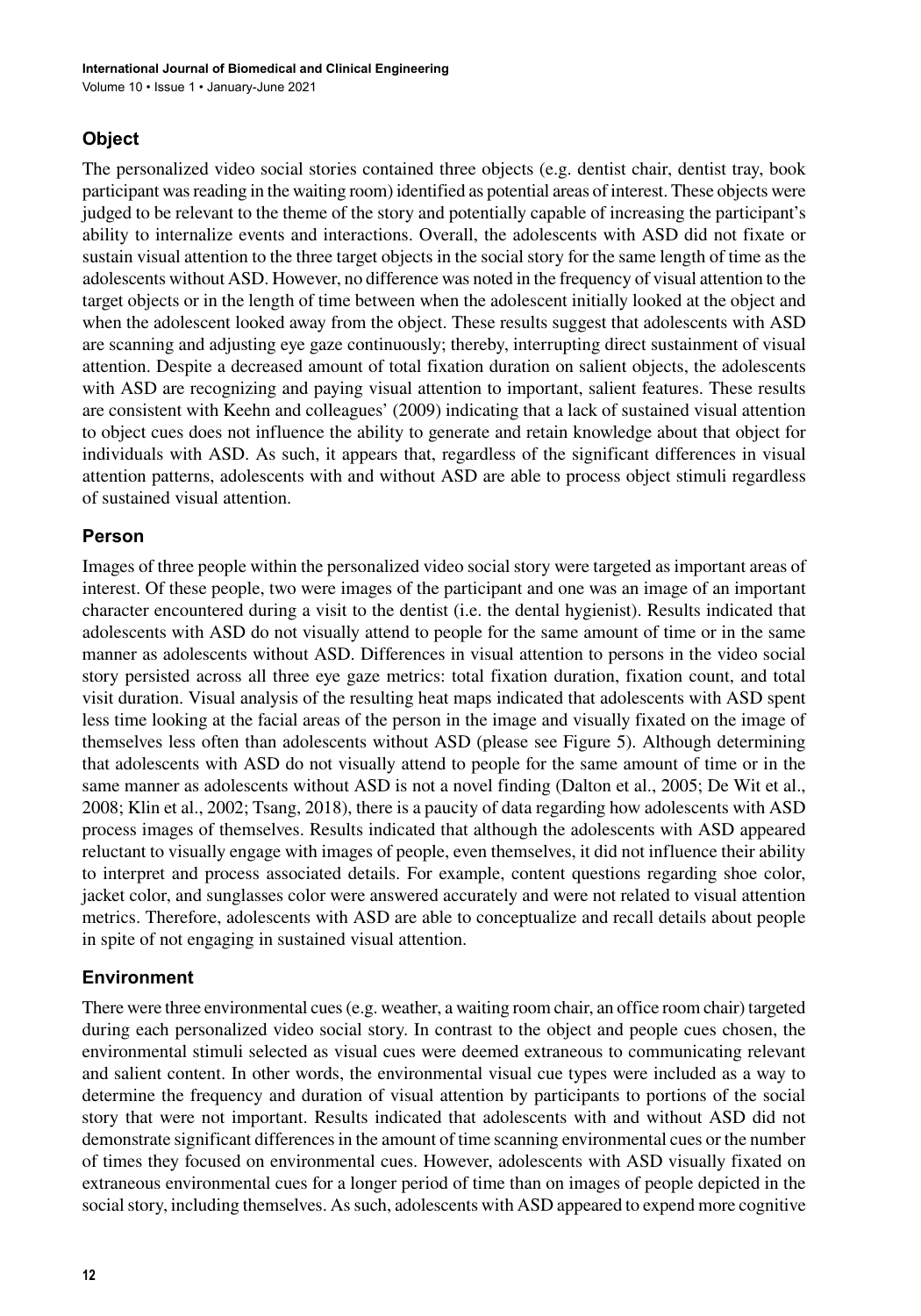## Object

The personalized video social stories contained three objects (e.g. dentist chair, dentist tray, book participant was reading in the waiting room) identified as potential areas of interest. These objects were judged to be relevant to the theme of the story and potentially capable of increasing the participant's ability to internalize events and interactions. Overall, the adolescents with ASD did not fixate or sustain visual attention to the three target objects in the social story for the same length of time as the adolescents without ASD. However, no difference was noted in the frequency of visual attention to the target objects or in the length of time between when the adolescent initially looked at the object and when the adolescent looked away from the object. These results suggest that adolescents with ASD are scanning and adjusting eye gaze continuously; thereby, interrupting direct sustainment of visual attention. Despite a decreased amount of total fixation duration on salient objects, the adolescents with ASD are recognizing and paying visual attention to important, salient features. These results are consistent with Keehn and colleagues' (2009) indicating that a lack of sustained visual attention to object cues does not influence the ability to generate and retain knowledge about that object for individuals with ASD. As such, it appears that, regardless of the significant differences in visual attention patterns, adolescents with and without ASD are able to process object stimuli regardless of sustained visual attention.

## Person

Images of three people within the personalized video social story were targeted as important areas of interest. Of these people, two were images of the participant and one was an image of an important character encountered during a visit to the dentist (i.e. the dental hygienist). Results indicated that adolescents with ASD do not visually attend to people for the same amount of time or in the same manner as adolescents without ASD. Differences in visual attention to persons in the video social story persisted across all three eye gaze metrics: total fixation duration, fixation count, and total visit duration. Visual analysis of the resulting heat maps indicated that adolescents with ASD spent less time looking at the facial areas of the person in the image and visually fixated on the image of themselves less often than adolescents without ASD (please see Figure 5). Although determining that adolescents with ASD do not visually attend to people for the same amount of time or in the same manner as adolescents without ASD is not a novel finding (Dalton et al., 2005; De Wit et al., 2008; Klin et al., 2002; Tsang, 2018), there is a paucity of data regarding how adolescents with ASD process images of themselves. Results indicated that although the adolescents with ASD appeared reluctant to visually engage with images of people, even themselves, it did not influence their ability to interpret and process associated details. For example, content questions regarding shoe color, jacket color, and sunglasses color were answered accurately and were not related to visual attention metrics. Therefore, adolescents with ASD are able to conceptualize and recall details about people in spite of not engaging in sustained visual attention.

## Environment

There were three environmental cues (e.g. weather, a waiting room chair, an office room chair) targeted during each personalized video social story. In contrast to the object and people cues chosen, the environmental stimuli selected as visual cues were deemed extraneous to communicating relevant and salient content. In other words, the environmental visual cue types were included as a way to determine the frequency and duration of visual attention by participants to portions of the social story that were not important. Results indicated that adolescents with and without ASD did not demonstrate significant differences in the amount of time scanning environmental cues or the number of times they focused on environmental cues. However, adolescents with ASD visually fixated on extraneous environmental cues for a longer period of time than on images of people depicted in the social story, including themselves. As such, adolescents with ASD appeared to expend more cognitive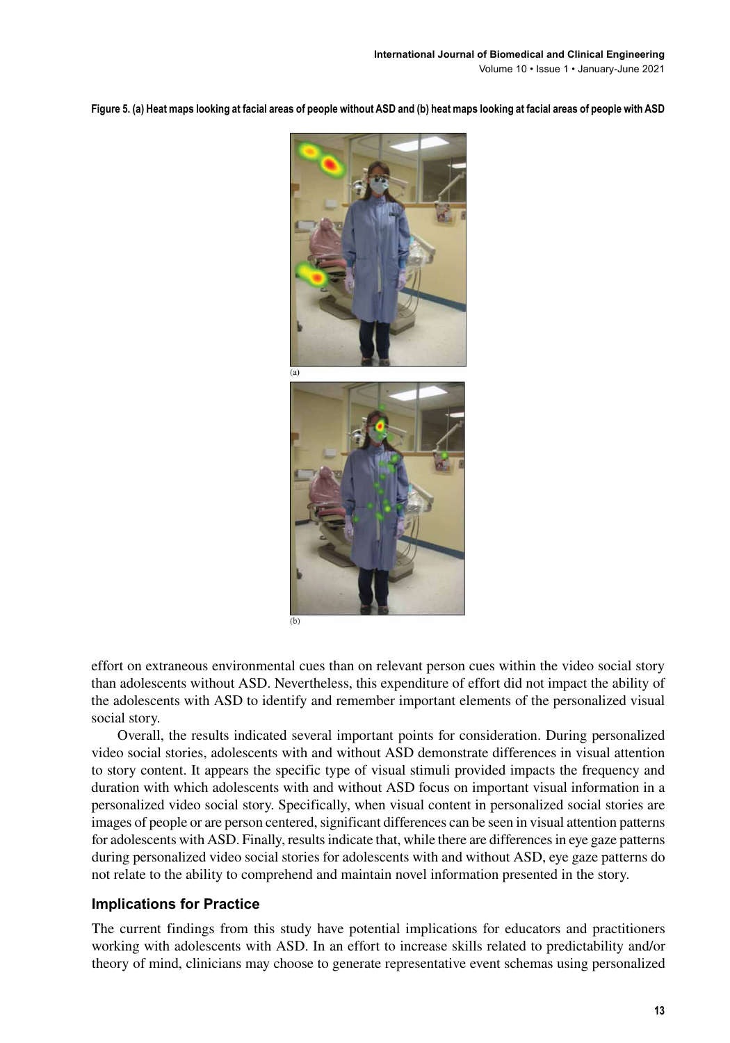Figure 5. (a) Heat maps looking at facial areas of people without ASD and (b) heat maps looking at facial areas of people with ASD

(a)

(b)

effort on extraneous environmental cues than on relevant person cues within the video social story than adolescents without ASD. Nevertheless, this expenditure of effort did not impact the ability of the adolescents with ASD to identify and remember important elements of the personalized visual social story.

Overall, the results indicated several important points for consideration. During personalized video social stories, adolescents with and without ASD demonstrate differences in visual attention to story content. It appears the specific type of visual stimuli provided impacts the frequency and duration with which adolescents with and without ASD focus on important visual information in a personalized video social story. Specifically, when visual content in personalized social stories are images of people or are person centered, significant differences can be seen in visual attention patterns for adolescents with ASD. Finally, results indicate that, while there are differences in eye gaze patterns during personalized video social stories for adolescents with and without ASD, eye gaze patterns do not relate to the ability to comprehend and maintain novel information presented in the story.

## Implications for Practice

The current findings from this study have potential implications for educators and practitioners working with adolescents with ASD. In an effort to increase skills related to predictability and/or theory of mind, clinicians may choose to generate representative event schemas using personalized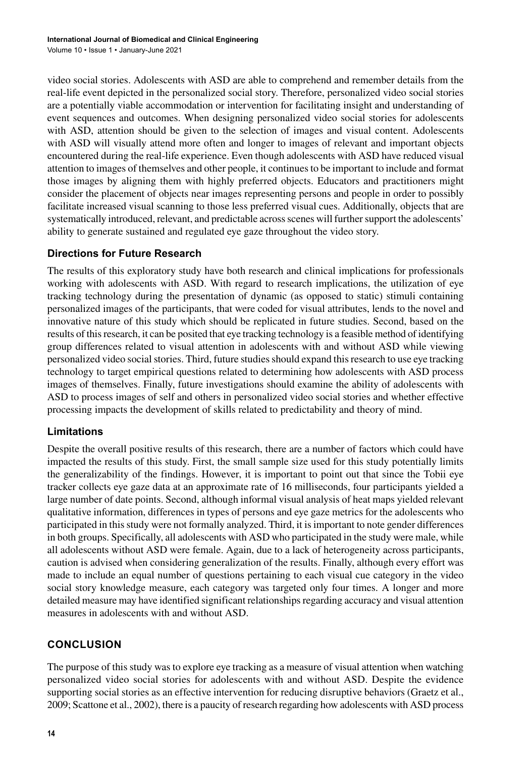video social stories. Adolescents with ASD are able to comprehend and remember details from the real-life event depicted in the personalized social story. Therefore, personalized video social stories are a potentially viable accommodation or intervention for facilitating insight and understanding of event sequences and outcomes. When designing personalized video social stories for adolescents with ASD, attention should be given to the selection of images and visual content. Adolescents with ASD will visually attend more often and longer to images of relevant and important objects encountered during the real-life experience. Even though adolescents with ASD have reduced visual attention to images of themselves and other people, it continues to be important to include and format those images by aligning them with highly preferred objects. Educators and practitioners might consider the placement of objects near images representing persons and people in order to possibly facilitate increased visual scanning to those less preferred visual cues. Additionally, objects that are systematically introduced, relevant, and predictable across scenes will further support the adolescents' ability to generate sustained and regulated eye gaze throughout the video story.

### Directions for Future Research

The results of this exploratory study have both research and clinical implications for professionals working with adolescents with ASD. With regard to research implications, the utilization of eye tracking technology during the presentation of dynamic (as opposed to static) stimuli containing personalized images of the participants, that were coded for visual attributes, lends to the novel and innovative nature of this study which should be replicated in future studies. Second, based on the results of this research, it can be posited that eye tracking technology is a feasible method of identifying group differences related to visual attention in adolescents with and without ASD while viewing personalized video social stories. Third, future studies should expand this research to use eye tracking technology to target empirical questions related to determining how adolescents with ASD process images of themselves. Finally, future investigations should examine the ability of adolescents with ASD to process images of self and others in personalized video social stories and whether effective processing impacts the development of skills related to predictability and theory of mind.

### Limitations

Despite the overall positive results of this research, there are a number of factors which could have impacted the results of this study. First, the small sample size used for this study potentially limits the generalizability of the findings. However, it is important to point out that since the Tobii eye tracker collects eye gaze data at an approximate rate of 16 milliseconds, four participants yielded a large number of date points. Second, although informal visual analysis of heat maps yielded relevant qualitative information, differences in types of persons and eye gaze metrics for the adolescents who participated in this study were not formally analyzed. Third, it is important to note gender differences in both groups. Specifically, all adolescents with ASD who participated in the study were male, while all adolescents without ASD were female. Again, due to a lack of heterogeneity across participants, caution is advised when considering generalization of the results. Finally, although every effort was made to include an equal number of questions pertaining to each visual cue category in the video social story knowledge measure, each category was targeted only four times. A longer and more detailed measure may have identified significant relationships regarding accuracy and visual attention measures in adolescents with and without ASD.

## CONCLUSION

The purpose of this study was to explore eye tracking as a measure of visual attention when watching personalized video social stories for adolescents with and without ASD. Despite the evidence supporting social stories as an effective intervention for reducing disruptive behaviors (Graetz et al., 2009; Scattone et al., 2002), there is a paucity of research regarding how adolescents with ASD process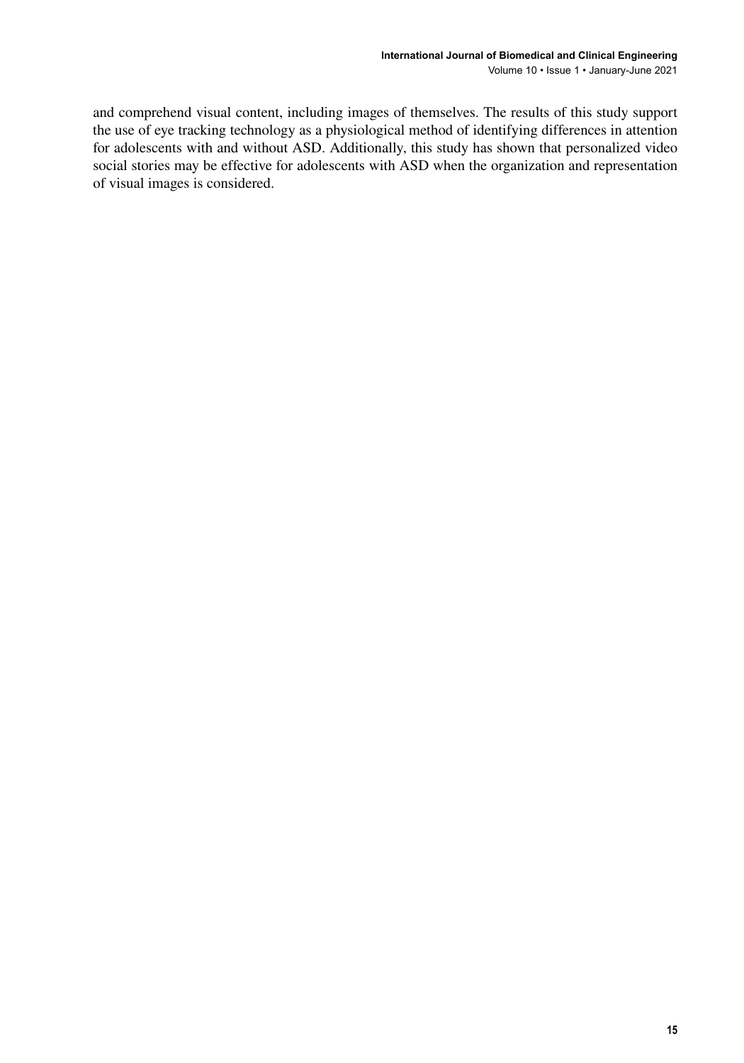and comprehend visual content, including images of themselves. The results of this study support the use of eye tracking technology as a physiological method of identifying differences in attention for adolescents with and without ASD. Additionally, this study has shown that personalized video social stories may be effective for adolescents with ASD when the organization and representation of visual images is considered.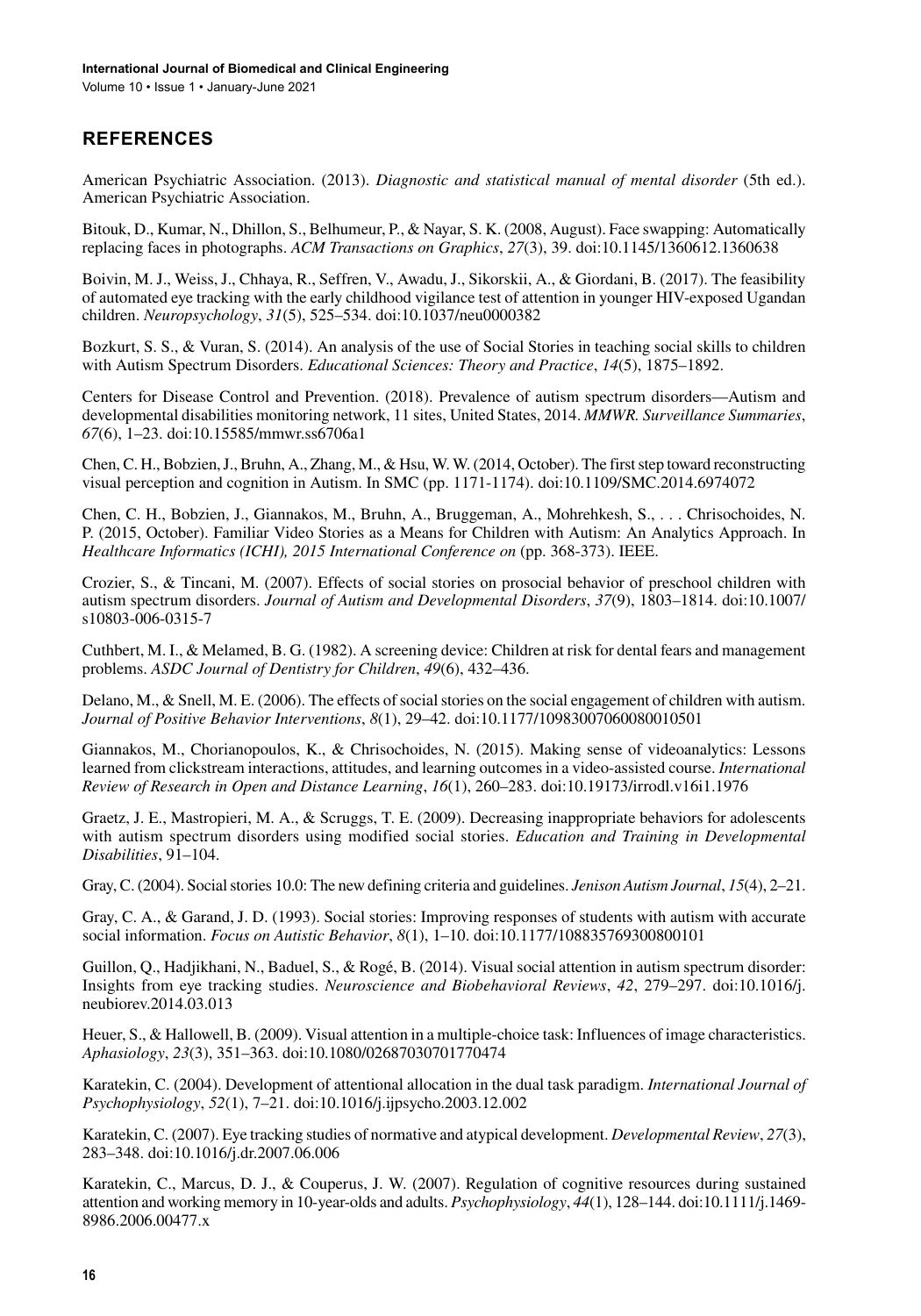## REFERENCES

American Psychiatric Association. (2013). *Diagnostic and statistical manual of mental disorder* (5th ed.). American Psychiatric Association.

Bitouk, D., Kumar, N., Dhillon, S., Belhumeur, P., & Nayar, S. K. (2008, August). Face swapping: Automatically replacing faces in photographs. *ACM Transactions on Graphics*, *27*(3), 39. doi:10.1145/1360612.1360638

Boivin, M. J., Weiss, J., Chhaya, R., Seffren, V., Awadu, J., Sikorskii, A., & Giordani, B. (2017). The feasibility of automated eye tracking with the early childhood vigilance test of attention in younger HIV-exposed Ugandan children. *Neuropsychology*, *31*(5), 525–534. doi:10.1037/neu0000382

Bozkurt, S. S., & Vuran, S. (2014). An analysis of the use of Social Stories in teaching social skills to children with Autism Spectrum Disorders. *Educational Sciences: Theory and Practice*, *14*(5), 1875–1892.

Centers for Disease Control and Prevention. (2018). Prevalence of autism spectrum disorders—Autism and developmental disabilities monitoring network, 11 sites, United States, 2014. *MMWR. Surveillance Summaries*, *67*(6), 1–23. doi:10.15585/mmwr.ss6706a1

Chen, C. H., Bobzien, J., Bruhn, A., Zhang, M., & Hsu, W. W. (2014, October). The first step toward reconstructing visual perception and cognition in Autism. In SMC (pp. 1171-1174). doi:10.1109/SMC.2014.6974072

Chen, C. H., Bobzien, J., Giannakos, M., Bruhn, A., Bruggeman, A., Mohrehkesh, S., . . . Chrisochoides, N. P. (2015, October). Familiar Video Stories as a Means for Children with Autism: An Analytics Approach. In *Healthcare Informatics (ICHI), 2015 International Conference on* (pp. 368-373). IEEE.

Crozier, S., & Tincani, M. (2007). Effects of social stories on prosocial behavior of preschool children with autism spectrum disorders. *Journal of Autism and Developmental Disorders*, *37*(9), 1803–1814. doi:10.1007/s10803-006-0315-7

Cuthbert, M. I., & Melamed, B. G. (1982). A screening device: Children at risk for dental fears and management problems. *ASDC Journal of Dentistry for Children*, *49*(6), 432–436.

Delano, M., & Snell, M. E. (2006). The effects of social stories on the social engagement of children with autism. *Journal of Positive Behavior Interventions*, *8*(1), 29–42. doi:10.1177/10983007060080010501

Giannakos, M., Chorianopoulos, K., & Chrisochoides, N. (2015). Making sense of videoanalytics: Lessons learned from clickstream interactions, attitudes, and learning outcomes in a video-assisted course. *International Review of Research in Open and Distance Learning*, *16*(1), 260–283. doi:10.19173/irrodl.v16i1.1976

Graetz, J. E., Mastropieri, M. A., & Scruggs, T. E. (2009). Decreasing inappropriate behaviors for adolescents with autism spectrum disorders using modified social stories. *Education and Training in Developmental Disabilities*, 91–104.

Gray, C. (2004). Social stories 10.0: The new defining criteria and guidelines. *Jenison Autism Journal*, *15*(4), 2–21.

Gray, C. A., & Garand, J. D. (1993). Social stories: Improving responses of students with autism with accurate social information. *Focus on Autistic Behavior*, *8*(1), 1–10. doi:10.1177/108835769300800101

Guillon, Q., Hadjikhani, N., Baduel, S., & Rogé, B. (2014). Visual social attention in autism spectrum disorder: Insights from eye tracking studies. *Neuroscience and Biobehavioral Reviews*, *42*, 279–297. doi:10.1016/j.neubiorev.2014.03.013

Heuer, S., & Hallowell, B. (2009). Visual attention in a multiple-choice task: Influences of image characteristics. *Aphasiology*, *23*(3), 351–363. doi:10.1080/02687030701770474

Karatekin, C. (2004). Development of attentional allocation in the dual task paradigm. *International Journal of Psychophysiology*, *52*(1), 7–21. doi:10.1016/j.ijpsycho.2003.12.002

Karatekin, C. (2007). Eye tracking studies of normative and atypical development. *Developmental Review*, *27*(3), 283–348. doi:10.1016/j.dr.2007.06.006

Karatekin, C., Marcus, D. J., & Couperus, J. W. (2007). Regulation of cognitive resources during sustained attention and working memory in 10-year-olds and adults. *Psychophysiology*, *44*(1), 128–144. doi:10.1111/j.1469-8986.2006.00477.x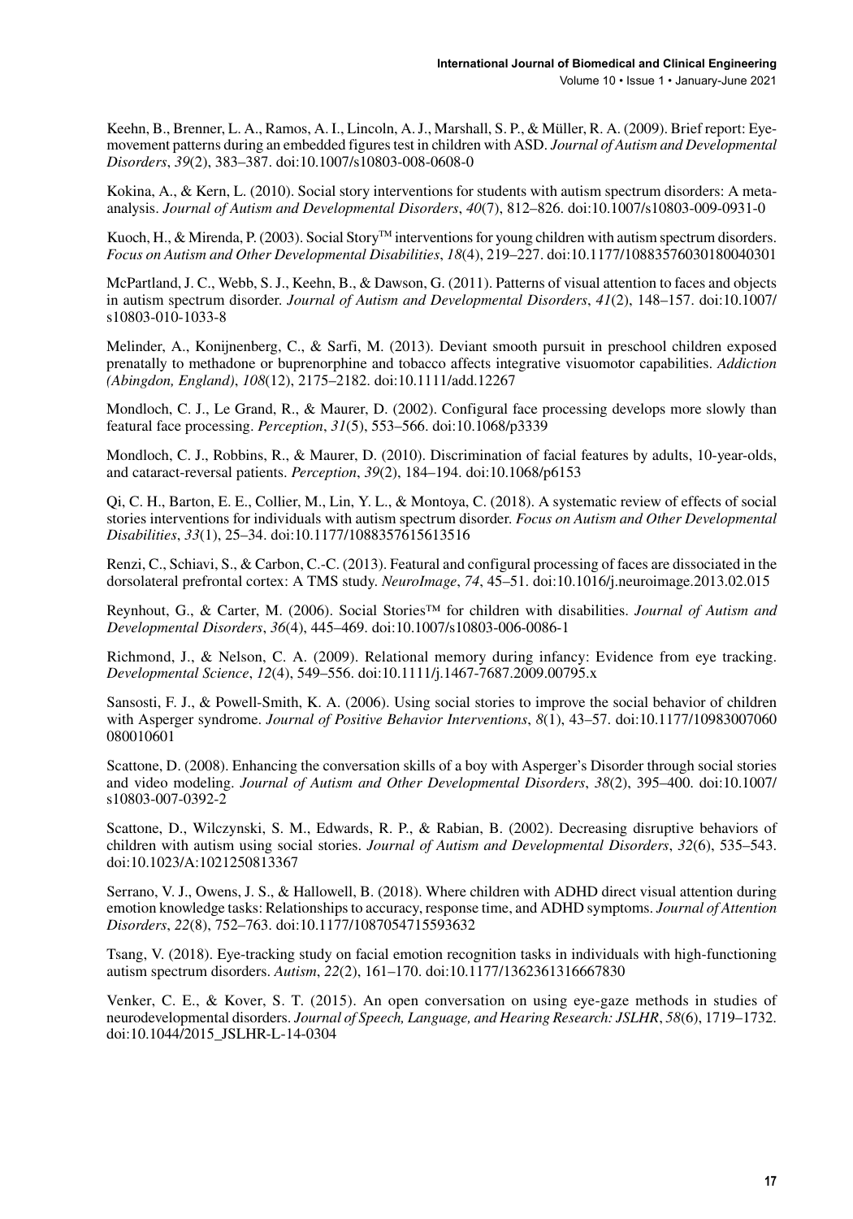Keehn, B., Brenner, L. A., Ramos, A. I., Lincoln, A. J., Marshall, S. P., & Müller, R. A. (2009). Brief report: Eye-movement patterns during an embedded figures test in children with ASD. *Journal of Autism and Developmental Disorders*, *39*(2), 383–387. doi:10.1007/s10803-008-0608-0

Kokina, A., & Kern, L. (2010). Social story interventions for students with autism spectrum disorders: A meta-analysis. *Journal of Autism and Developmental Disorders*, *40*(7), 812–826. doi:10.1007/s10803-009-0931-0

Kuoch, H., & Mirenda, P. (2003). Social Story™ interventions for young children with autism spectrum disorders. *Focus on Autism and Other Developmental Disabilities*, *18*(4), 219–227. doi:10.1177/10883576030180040301

McPartland, J. C., Webb, S. J., Keehn, B., & Dawson, G. (2011). Patterns of visual attention to faces and objects in autism spectrum disorder. *Journal of Autism and Developmental Disorders*, *41*(2), 148–157. doi:10.1007/s10803-010-1033-8

Melinder, A., Konijnenberg, C., & Sarfi, M. (2013). Deviant smooth pursuit in preschool children exposed prenatally to methadone or buprenorphine and tobacco affects integrative visuomotor capabilities. *Addiction (Abingdon, England)*, *108*(12), 2175–2182. doi:10.1111/add.12267

Mondloch, C. J., Le Grand, R., & Maurer, D. (2002). Configural face processing develops more slowly than featural face processing. *Perception*, *31*(5), 553–566. doi:10.1068/p3339

Mondloch, C. J., Robbins, R., & Maurer, D. (2010). Discrimination of facial features by adults, 10-year-olds, and cataract-reversal patients. *Perception*, *39*(2), 184–194. doi:10.1068/p6153

Qi, C. H., Barton, E. E., Collier, M., Lin, Y. L., & Montoya, C. (2018). A systematic review of effects of social stories interventions for individuals with autism spectrum disorder. *Focus on Autism and Other Developmental Disabilities*, *33*(1), 25–34. doi:10.1177/1088357615613516

Renzi, C., Schiavi, S., & Carbon, C.-C. (2013). Featural and configural processing of faces are dissociated in the dorsolateral prefrontal cortex: A TMS study. *NeuroImage*, *74*, 45–51. doi:10.1016/j.neuroimage.2013.02.015

Reynhout, G., & Carter, M. (2006). Social Stories™ for children with disabilities. *Journal of Autism and Developmental Disorders*, *36*(4), 445–469. doi:10.1007/s10803-006-0086-1

Richmond, J., & Nelson, C. A. (2009). Relational memory during infancy: Evidence from eye tracking. *Developmental Science*, *12*(4), 549–556. doi:10.1111/j.1467-7687.2009.00795.x

Sansosti, F. J., & Powell-Smith, K. A. (2006). Using social stories to improve the social behavior of children with Asperger syndrome. *Journal of Positive Behavior Interventions*, *8*(1), 43–57. doi:10.1177/10983007060080010601

Scattone, D. (2008). Enhancing the conversation skills of a boy with Asperger's Disorder through social stories and video modeling. *Journal of Autism and Other Developmental Disorders*, *38*(2), 395–400. doi:10.1007/s10803-007-0392-2

Scattone, D., Wilczynski, S. M., Edwards, R. P., & Rabian, B. (2002). Decreasing disruptive behaviors of children with autism using social stories. *Journal of Autism and Developmental Disorders*, *32*(6), 535–543. doi:10.1023/A:1021250813367

Serrano, V. J., Owens, J. S., & Hallowell, B. (2018). Where children with ADHD direct visual attention during emotion knowledge tasks: Relationships to accuracy, response time, and ADHD symptoms. *Journal of Attention Disorders*, *22*(8), 752–763. doi:10.1177/1087054715593632

Tsang, V. (2018). Eye-tracking study on facial emotion recognition tasks in individuals with high-functioning autism spectrum disorders. *Autism*, *22*(2), 161–170. doi:10.1177/1362361316667830

Venker, C. E., & Kover, S. T. (2015). An open conversation on using eye-gaze methods in studies of neurodevelopmental disorders. *Journal of Speech, Language, and Hearing Research: JSLHR*, *58*(6), 1719–1732. doi:10.1044/2015_JSLHR-L-14-0304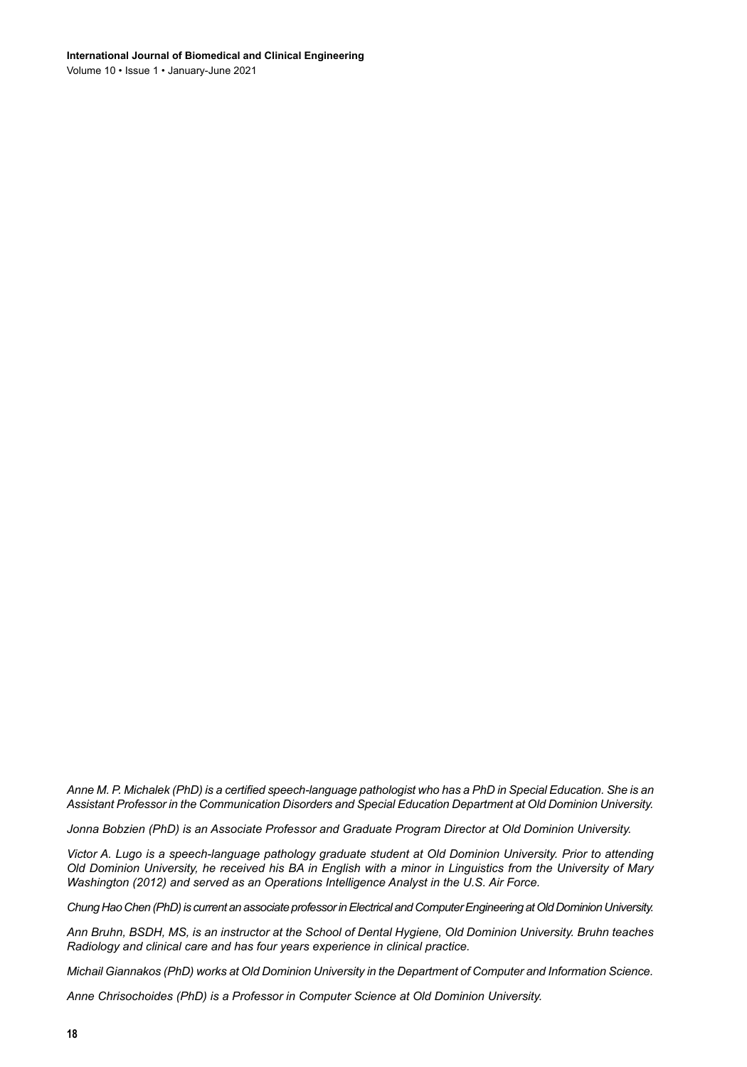*Anne M. P. Michalek (PhD) is a certified speech-language pathologist who has a PhD in Special Education. She is an Assistant Professor in the Communication Disorders and Special Education Department at Old Dominion University.*

*Jonna Bobzien (PhD) is an Associate Professor and Graduate Program Director at Old Dominion University.*

*Victor A. Lugo is a speech-language pathology graduate student at Old Dominion University. Prior to attending Old Dominion University, he received his BA in English with a minor in Linguistics from the University of Mary Washington (2012) and served as an Operations Intelligence Analyst in the U.S. Air Force.*

*Chung Hao Chen (PhD) is current an associate professor in Electrical and Computer Engineering at Old Dominion University.*

*Ann Bruhn, BSDH, MS, is an instructor at the School of Dental Hygiene, Old Dominion University. Bruhn teaches Radiology and clinical care and has four years experience in clinical practice.*

*Michail Giannakos (PhD) works at Old Dominion University in the Department of Computer and Information Science.*

*Anne Chrisochoides (PhD) is a Professor in Computer Science at Old Dominion University.*